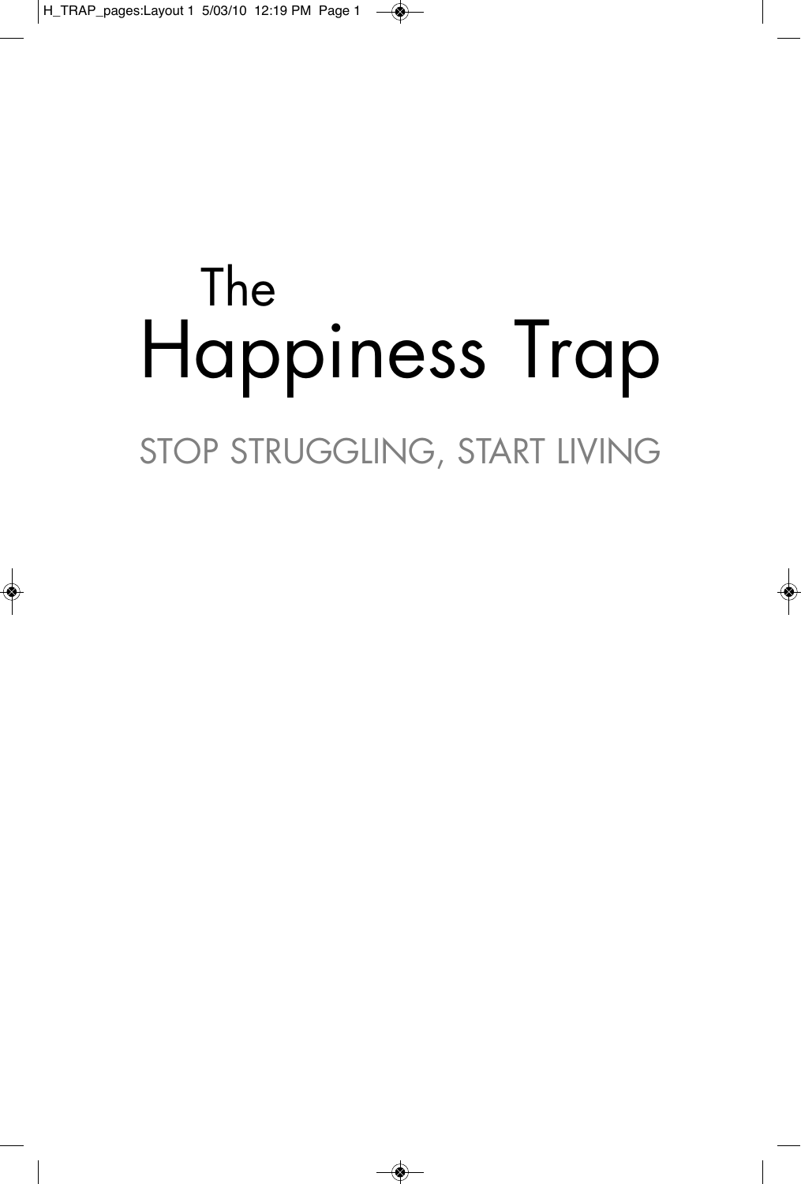# The Happiness Trap

## STOP STRUGGLING, START LIVING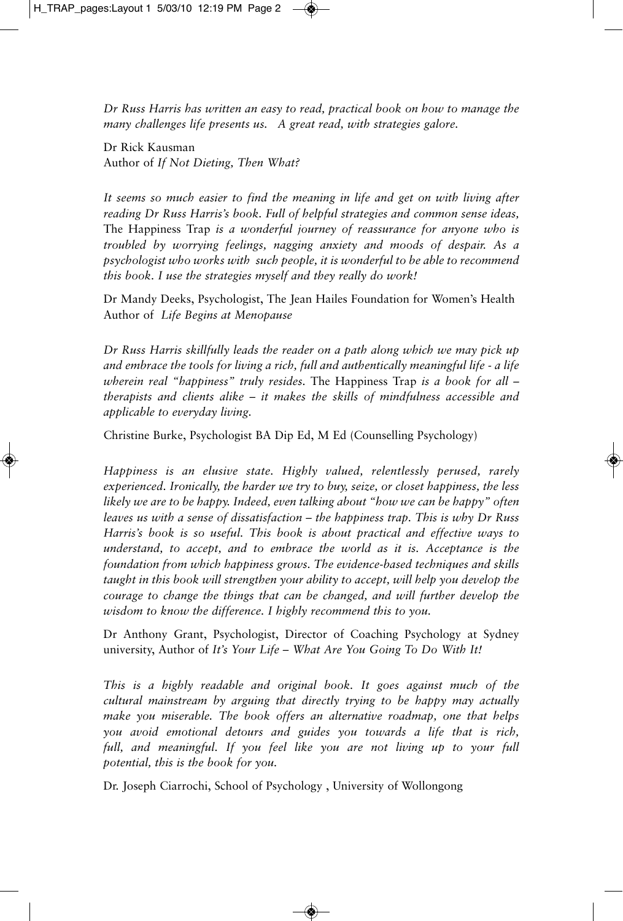*Dr Russ Harris has written an easy to read, practical book on how to manage the many challenges life presents us. A great read, with strategies galore.*

Dr Rick Kausman
Author of *If Not Dieting, Then What?*

*It seems so much easier to find the meaning in life and get on with living after reading Dr Russ Harris's book. Full of helpful strategies and common sense ideas,* The Happiness Trap *is a wonderful journey of reassurance for anyone who is troubled by worrying feelings, nagging anxiety and moods of despair. As a psychologist who works with such people, it is wonderful to be able to recommend this book. I use the strategies myself and they really do work!*

Dr Mandy Deeks, Psychologist, The Jean Hailes Foundation for Women's Health
Author of *Life Begins at Menopause*

*Dr Russ Harris skillfully leads the reader on a path along which we may pick up and embrace the tools for living a rich, full and authentically meaningful life - a life wherein real "happiness" truly resides.* The Happiness Trap *is a book for all – therapists and clients alike – it makes the skills of mindfulness accessible and applicable to everyday living.*

Christine Burke, Psychologist BA Dip Ed, M Ed (Counselling Psychology)

*Happiness is an elusive state. Highly valued, relentlessly perused, rarely experienced. Ironically, the harder we try to buy, seize, or closet happiness, the less likely we are to be happy. Indeed, even talking about "how we can be happy" often leaves us with a sense of dissatisfaction – the happiness trap. This is why Dr Russ Harris's book is so useful. This book is about practical and effective ways to understand, to accept, and to embrace the world as it is. Acceptance is the foundation from which happiness grows. The evidence-based techniques and skills taught in this book will strengthen your ability to accept, will help you develop the courage to change the things that can be changed, and will further develop the wisdom to know the difference. I highly recommend this to you.*

Dr Anthony Grant, Psychologist, Director of Coaching Psychology at Sydney university, Author of *It's Your Life – What Are You Going To Do With It!*

*This is a highly readable and original book. It goes against much of the cultural mainstream by arguing that directly trying to be happy may actually make you miserable. The book offers an alternative roadmap, one that helps you avoid emotional detours and guides you towards a life that is rich, full, and meaningful. If you feel like you are not living up to your full potential, this is the book for you.*

Dr. Joseph Ciarrochi, School of Psychology , University of Wollongong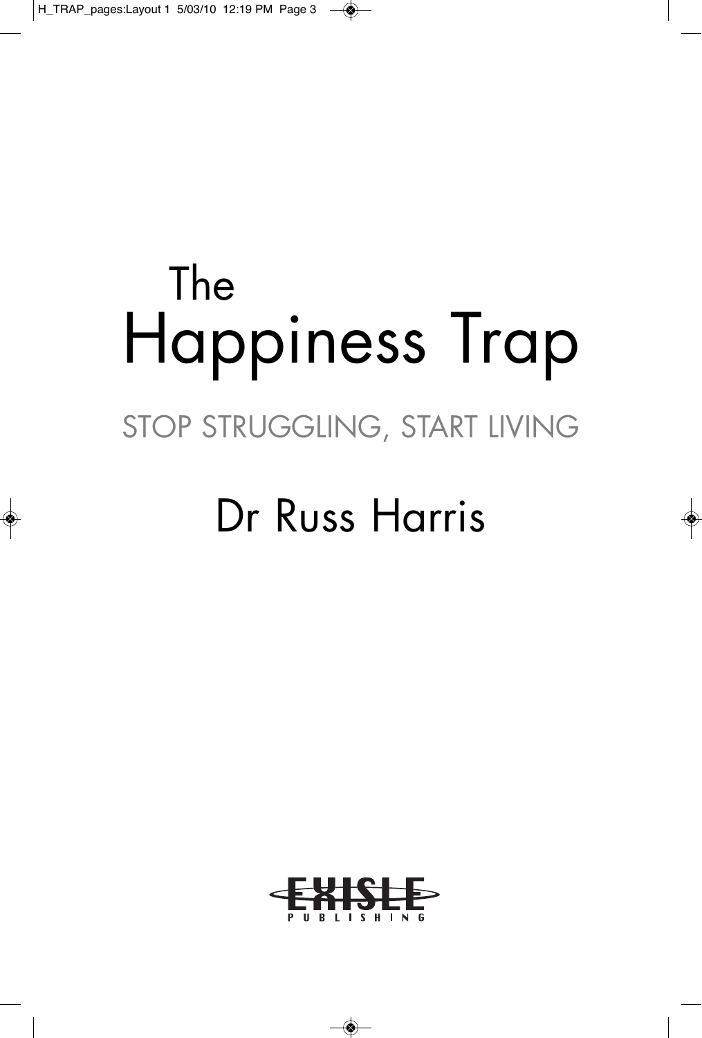# The Happiness Trap

## STOP STRUGGLING, START LIVING

Dr Russ Harris

EXISLE PUBLISHING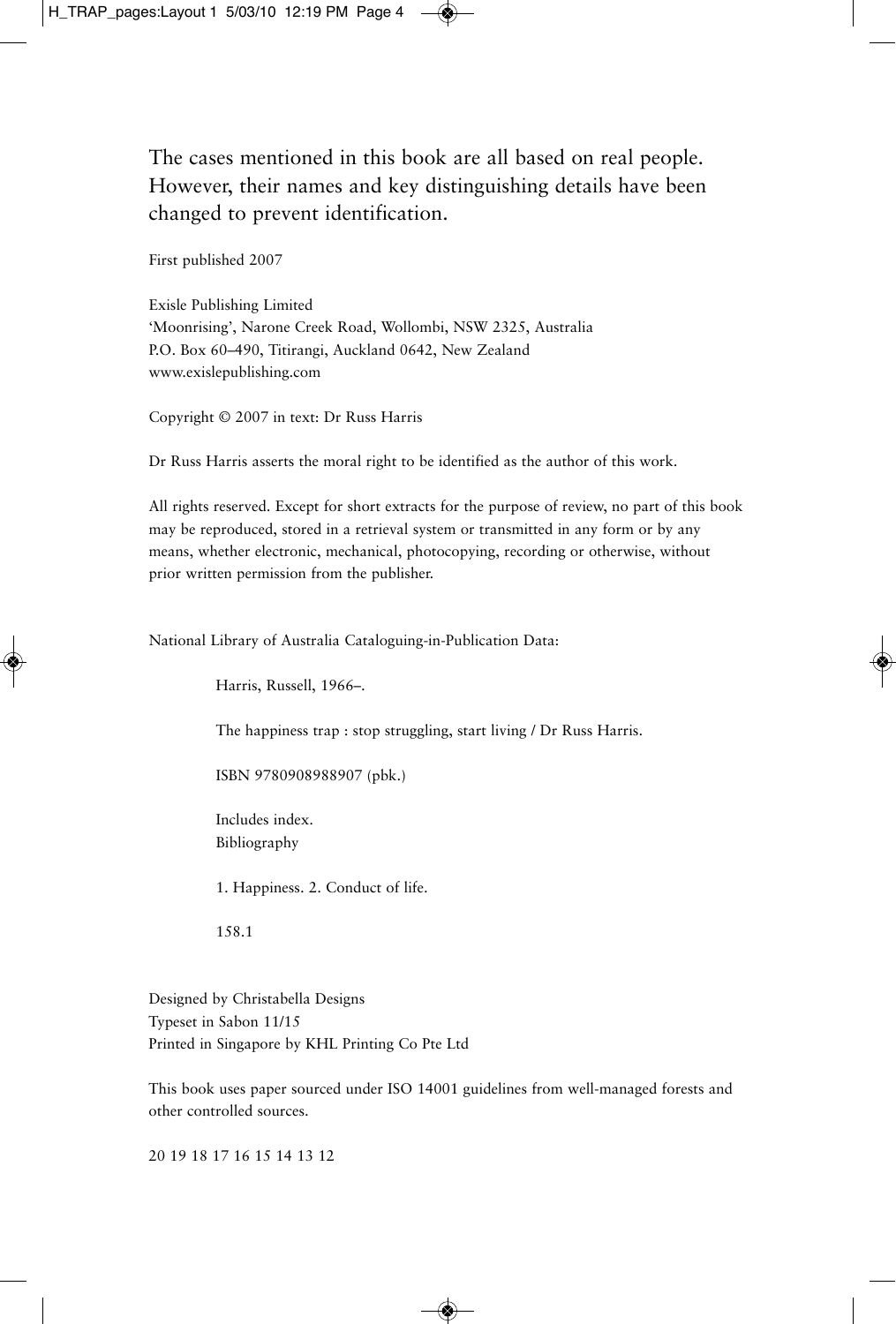The cases mentioned in this book are all based on real people. However, their names and key distinguishing details have been changed to prevent identification.

First published 2007

Exisle Publishing Limited
'Moonrising', Narone Creek Road, Wollombi, NSW 2325, Australia
P.O. Box 60–490, Titirangi, Auckland 0642, New Zealand
www.exislepublishing.com

Copyright © 2007 in text: Dr Russ Harris

Dr Russ Harris asserts the moral right to be identified as the author of this work.

All rights reserved. Except for short extracts for the purpose of review, no part of this book may be reproduced, stored in a retrieval system or transmitted in any form or by any means, whether electronic, mechanical, photocopying, recording or otherwise, without prior written permission from the publisher.

National Library of Australia Cataloguing-in-Publication Data:

Harris, Russell, 1966–.

The happiness trap : stop struggling, start living / Dr Russ Harris.

ISBN 9780908988907 (pbk.)

Includes index.
Bibliography

1. Happiness. 2. Conduct of life.

158.1

Designed by Christabella Designs
Typeset in Sabon 11/15
Printed in Singapore by KHL Printing Co Pte Ltd

This book uses paper sourced under ISO 14001 guidelines from well-managed forests and other controlled sources.

20 19 18 17 16 15 14 13 12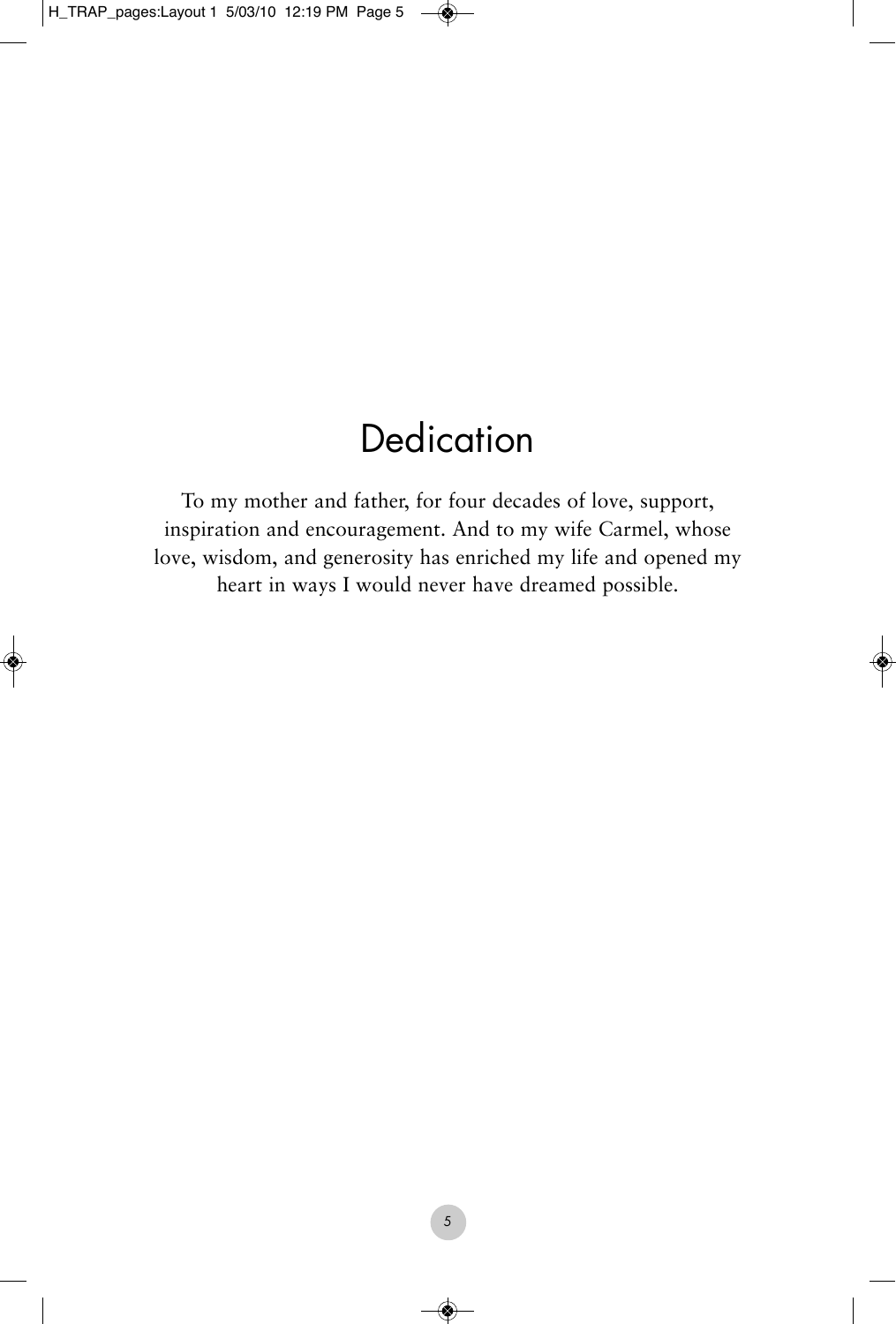# Dedication

To my mother and father, for four decades of love, support, inspiration and encouragement. And to my wife Carmel, whose love, wisdom, and generosity has enriched my life and opened my heart in ways I would never have dreamed possible.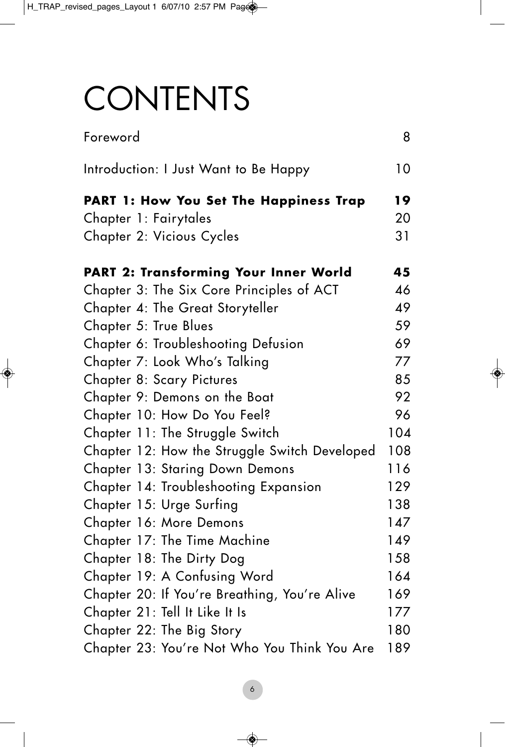# CONTENTS

| | |
|---|---|
| Foreword | 8 |
| Introduction: I Just Want to Be Happy | 10 |
| **PART 1: How You Set The Happiness Trap** | **19** |
| Chapter 1: Fairytales | 20 |
| Chapter 2: Vicious Cycles | 31 |
| **PART 2: Transforming Your Inner World** | **45** |
| Chapter 3: The Six Core Principles of ACT | 46 |
| Chapter 4: The Great Storyteller | 49 |
| Chapter 5: True Blues | 59 |
| Chapter 6: Troubleshooting Defusion | 69 |
| Chapter 7: Look Who's Talking | 77 |
| Chapter 8: Scary Pictures | 85 |
| Chapter 9: Demons on the Boat | 92 |
| Chapter 10: How Do You Feel? | 96 |
| Chapter 11: The Struggle Switch | 104 |
| Chapter 12: How the Struggle Switch Developed | 108 |
| Chapter 13: Staring Down Demons | 116 |
| Chapter 14: Troubleshooting Expansion | 129 |
| Chapter 15: Urge Surfing | 138 |
| Chapter 16: More Demons | 147 |
| Chapter 17: The Time Machine | 149 |
| Chapter 18: The Dirty Dog | 158 |
| Chapter 19: A Confusing Word | 164 |
| Chapter 20: If You're Breathing, You're Alive | 169 |
| Chapter 21: Tell It Like It Is | 177 |
| Chapter 22: The Big Story | 180 |
| Chapter 23: You're Not Who You Think You Are | 189 |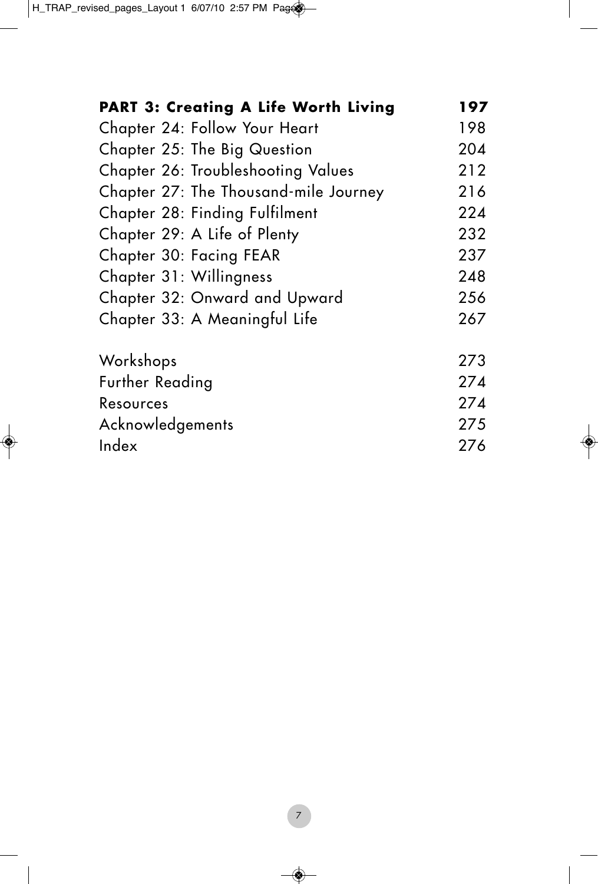| | |
|---|---|
| **PART 3: Creating A Life Worth Living** | **197** |
| Chapter 24: Follow Your Heart | 198 |
| Chapter 25: The Big Question | 204 |
| Chapter 26: Troubleshooting Values | 212 |
| Chapter 27: The Thousand-mile Journey | 216 |
| Chapter 28: Finding Fulfilment | 224 |
| Chapter 29: A Life of Plenty | 232 |
| Chapter 30: Facing FEAR | 237 |
| Chapter 31: Willingness | 248 |
| Chapter 32: Onward and Upward | 256 |
| Chapter 33: A Meaningful Life | 267 |
| | |
| Workshops | 273 |
| Further Reading | 274 |
| Resources | 274 |
| Acknowledgements | 275 |
| Index | 276 |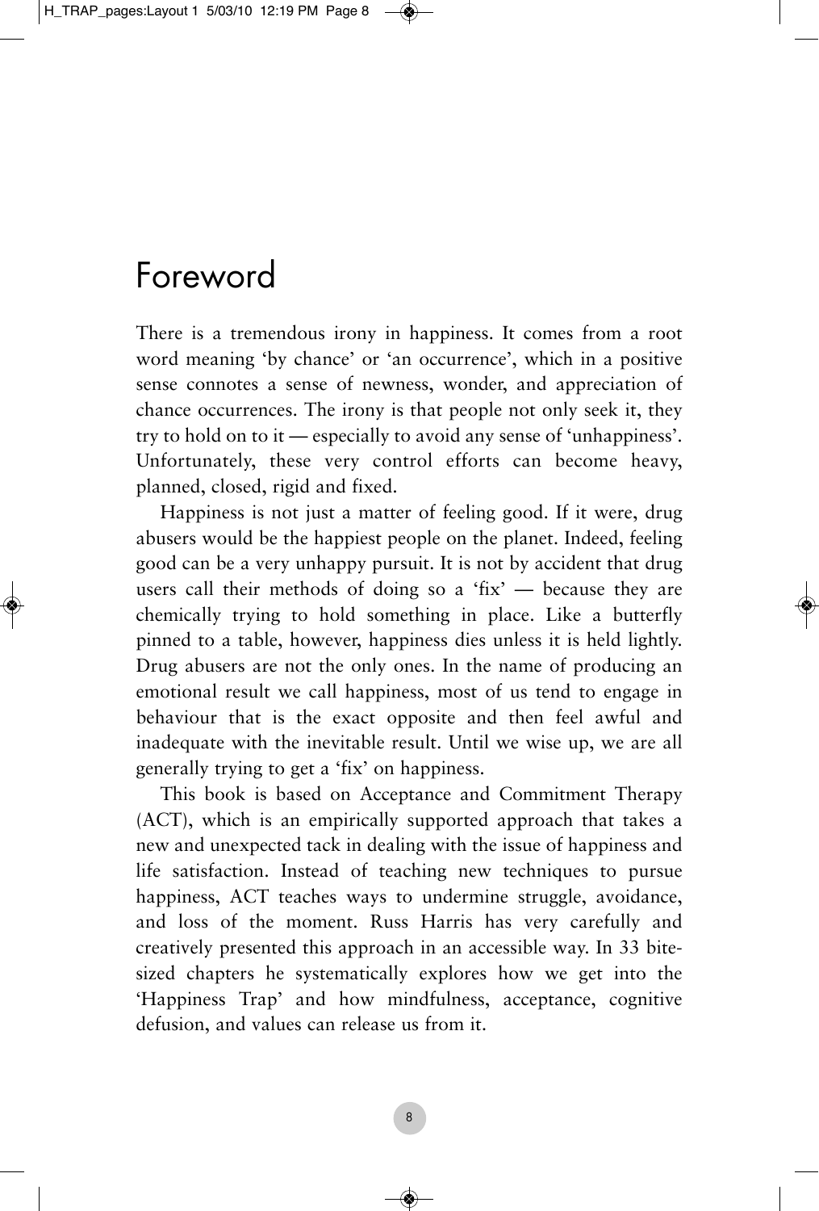# Foreword

There is a tremendous irony in happiness. It comes from a root word meaning 'by chance' or 'an occurrence', which in a positive sense connotes a sense of newness, wonder, and appreciation of chance occurrences. The irony is that people not only seek it, they try to hold on to it — especially to avoid any sense of 'unhappiness'. Unfortunately, these very control efforts can become heavy, planned, closed, rigid and fixed.

Happiness is not just a matter of feeling good. If it were, drug abusers would be the happiest people on the planet. Indeed, feeling good can be a very unhappy pursuit. It is not by accident that drug users call their methods of doing so a 'fix' — because they are chemically trying to hold something in place. Like a butterfly pinned to a table, however, happiness dies unless it is held lightly. Drug abusers are not the only ones. In the name of producing an emotional result we call happiness, most of us tend to engage in behaviour that is the exact opposite and then feel awful and inadequate with the inevitable result. Until we wise up, we are all generally trying to get a 'fix' on happiness.

This book is based on Acceptance and Commitment Therapy (ACT), which is an empirically supported approach that takes a new and unexpected tack in dealing with the issue of happiness and life satisfaction. Instead of teaching new techniques to pursue happiness, ACT teaches ways to undermine struggle, avoidance, and loss of the moment. Russ Harris has very carefully and creatively presented this approach in an accessible way. In 33 bite-sized chapters he systematically explores how we get into the 'Happiness Trap' and how mindfulness, acceptance, cognitive defusion, and values can release us from it.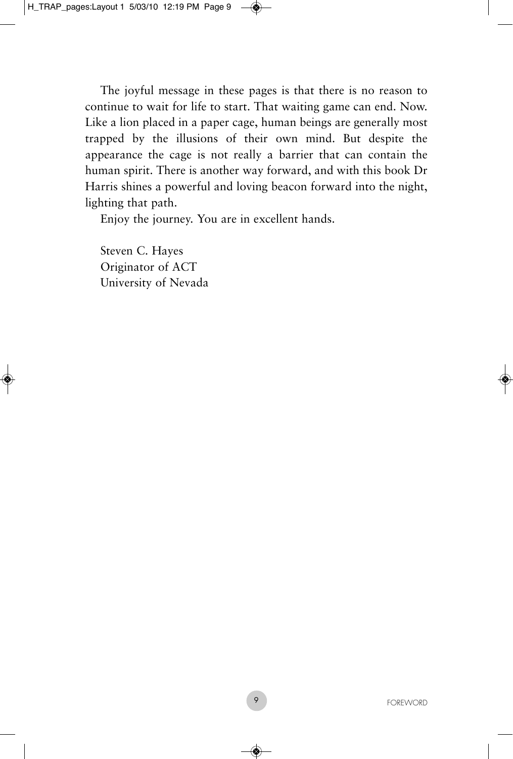The joyful message in these pages is that there is no reason to continue to wait for life to start. That waiting game can end. Now. Like a lion placed in a paper cage, human beings are generally most trapped by the illusions of their own mind. But despite the appearance the cage is not really a barrier that can contain the human spirit. There is another way forward, and with this book Dr Harris shines a powerful and loving beacon forward into the night, lighting that path.

Enjoy the journey. You are in excellent hands.

Steven C. Hayes
Originator of ACT
University of Nevada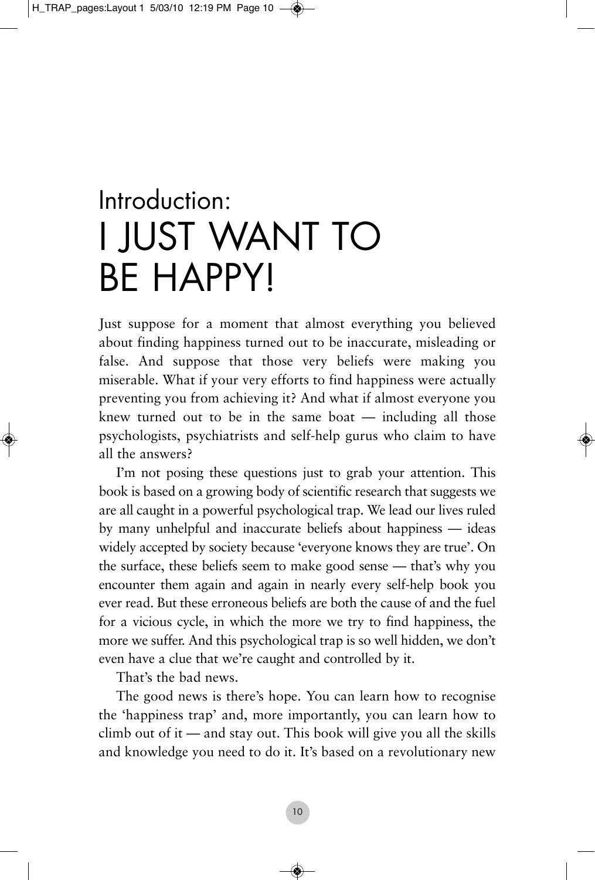# Introduction: I JUST WANT TO BE HAPPY!

Just suppose for a moment that almost everything you believed about finding happiness turned out to be inaccurate, misleading or false. And suppose that those very beliefs were making you miserable. What if your very efforts to find happiness were actually preventing you from achieving it? And what if almost everyone you knew turned out to be in the same boat — including all those psychologists, psychiatrists and self-help gurus who claim to have all the answers?

I'm not posing these questions just to grab your attention. This book is based on a growing body of scientific research that suggests we are all caught in a powerful psychological trap. We lead our lives ruled by many unhelpful and inaccurate beliefs about happiness — ideas widely accepted by society because 'everyone knows they are true'. On the surface, these beliefs seem to make good sense — that's why you encounter them again and again in nearly every self-help book you ever read. But these erroneous beliefs are both the cause of and the fuel for a vicious cycle, in which the more we try to find happiness, the more we suffer. And this psychological trap is so well hidden, we don't even have a clue that we're caught and controlled by it.

That's the bad news.

The good news is there's hope. You can learn how to recognise the 'happiness trap' and, more importantly, you can learn how to climb out of it — and stay out. This book will give you all the skills and knowledge you need to do it. It's based on a revolutionary new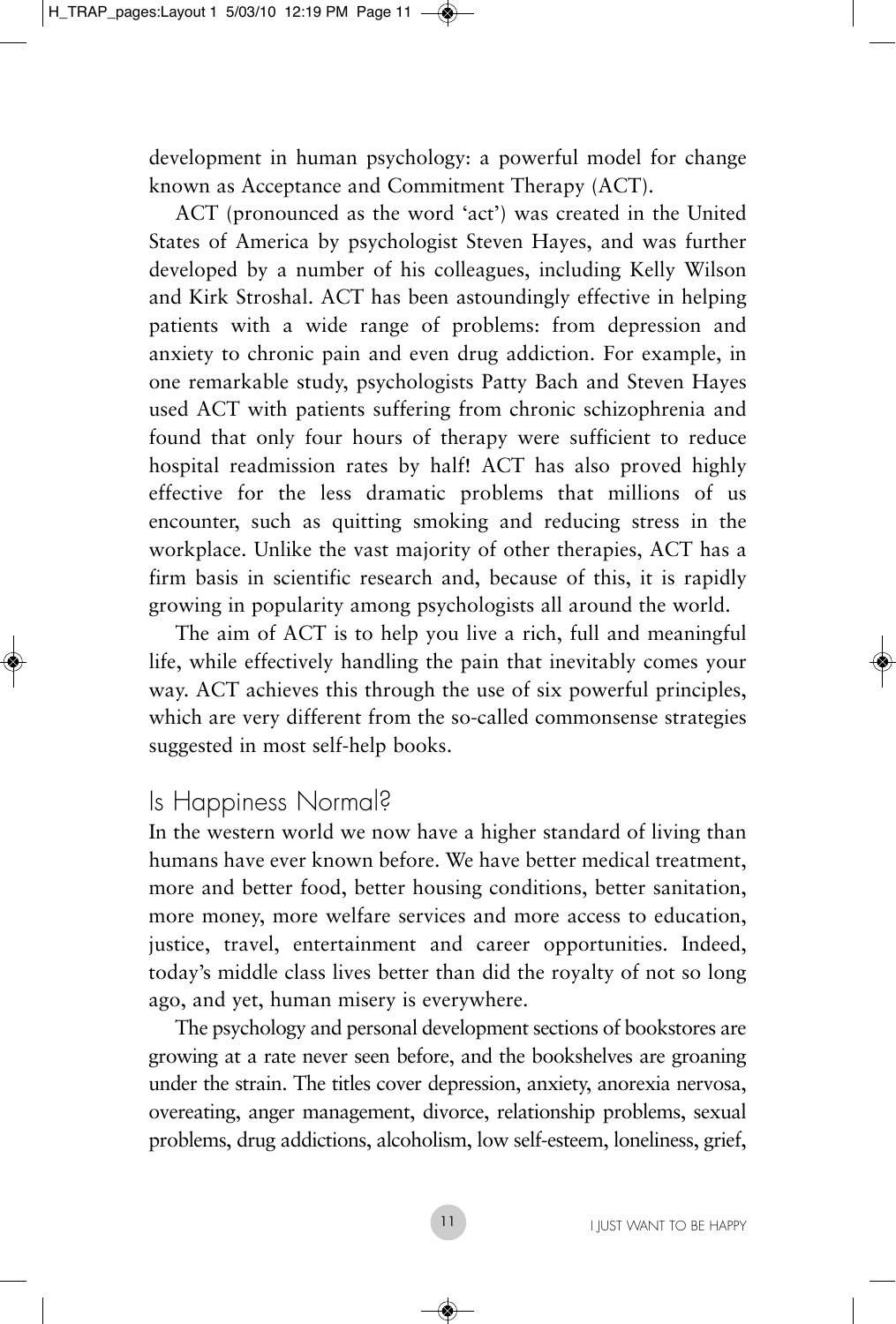development in human psychology: a powerful model for change known as Acceptance and Commitment Therapy (ACT).

ACT (pronounced as the word 'act') was created in the United States of America by psychologist Steven Hayes, and was further developed by a number of his colleagues, including Kelly Wilson and Kirk Stroshal. ACT has been astoundingly effective in helping patients with a wide range of problems: from depression and anxiety to chronic pain and even drug addiction. For example, in one remarkable study, psychologists Patty Bach and Steven Hayes used ACT with patients suffering from chronic schizophrenia and found that only four hours of therapy were sufficient to reduce hospital readmission rates by half! ACT has also proved highly effective for the less dramatic problems that millions of us encounter, such as quitting smoking and reducing stress in the workplace. Unlike the vast majority of other therapies, ACT has a firm basis in scientific research and, because of this, it is rapidly growing in popularity among psychologists all around the world.

The aim of ACT is to help you live a rich, full and meaningful life, while effectively handling the pain that inevitably comes your way. ACT achieves this through the use of six powerful principles, which are very different from the so-called commonsense strategies suggested in most self-help books.

## Is Happiness Normal?

In the western world we now have a higher standard of living than humans have ever known before. We have better medical treatment, more and better food, better housing conditions, better sanitation, more money, more welfare services and more access to education, justice, travel, entertainment and career opportunities. Indeed, today's middle class lives better than did the royalty of not so long ago, and yet, human misery is everywhere.

The psychology and personal development sections of bookstores are growing at a rate never seen before, and the bookshelves are groaning under the strain. The titles cover depression, anxiety, anorexia nervosa, overeating, anger management, divorce, relationship problems, sexual problems, drug addictions, alcoholism, low self-esteem, loneliness, grief,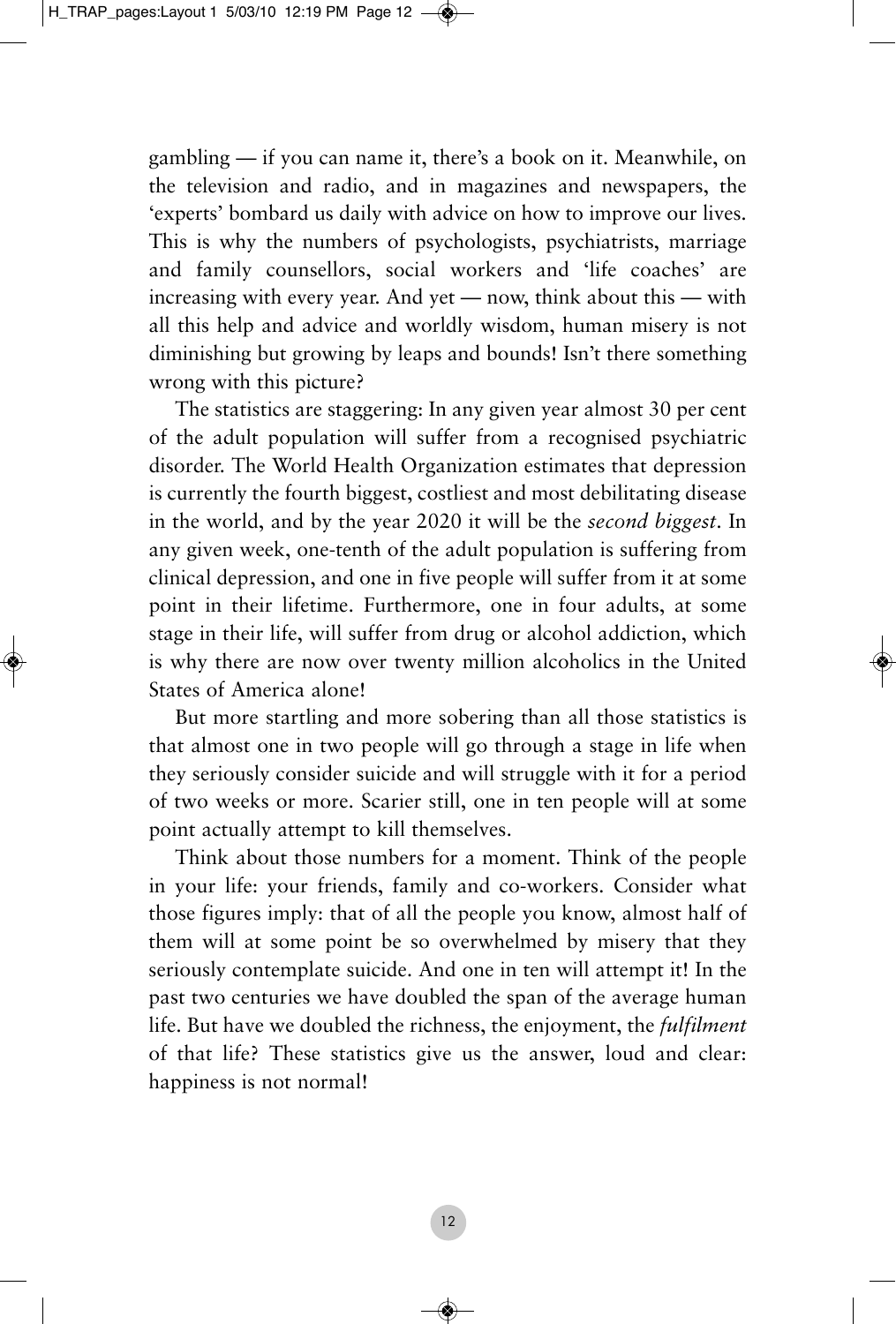gambling — if you can name it, there's a book on it. Meanwhile, on the television and radio, and in magazines and newspapers, the 'experts' bombard us daily with advice on how to improve our lives. This is why the numbers of psychologists, psychiatrists, marriage and family counsellors, social workers and 'life coaches' are increasing with every year. And yet — now, think about this — with all this help and advice and worldly wisdom, human misery is not diminishing but growing by leaps and bounds! Isn't there something wrong with this picture?

The statistics are staggering: In any given year almost 30 per cent of the adult population will suffer from a recognised psychiatric disorder. The World Health Organization estimates that depression is currently the fourth biggest, costliest and most debilitating disease in the world, and by the year 2020 it will be the *second biggest*. In any given week, one-tenth of the adult population is suffering from clinical depression, and one in five people will suffer from it at some point in their lifetime. Furthermore, one in four adults, at some stage in their life, will suffer from drug or alcohol addiction, which is why there are now over twenty million alcoholics in the United States of America alone!

But more startling and more sobering than all those statistics is that almost one in two people will go through a stage in life when they seriously consider suicide and will struggle with it for a period of two weeks or more. Scarier still, one in ten people will at some point actually attempt to kill themselves.

Think about those numbers for a moment. Think of the people in your life: your friends, family and co-workers. Consider what those figures imply: that of all the people you know, almost half of them will at some point be so overwhelmed by misery that they seriously contemplate suicide. And one in ten will attempt it! In the past two centuries we have doubled the span of the average human life. But have we doubled the richness, the enjoyment, the *fulfilment* of that life? These statistics give us the answer, loud and clear: happiness is not normal!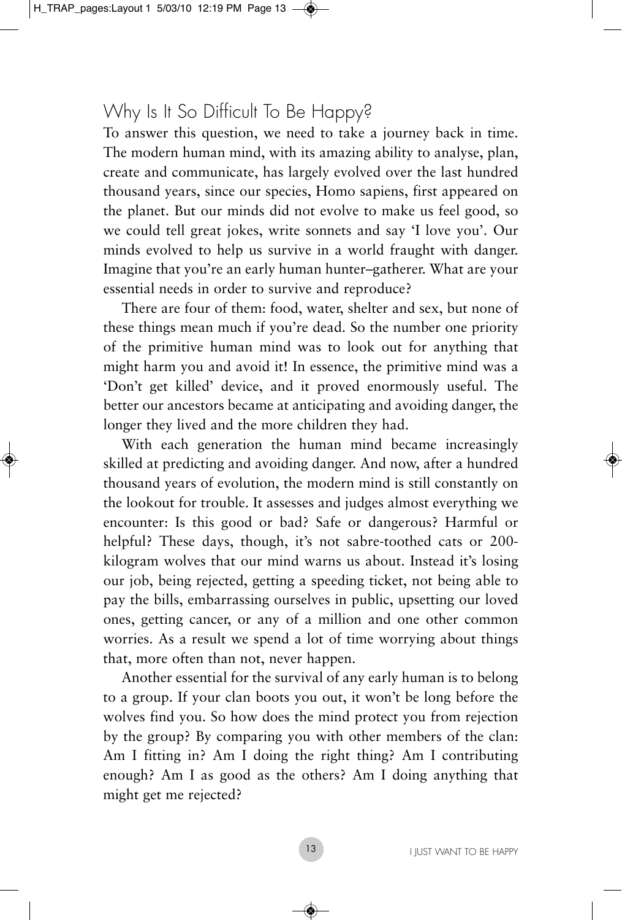## Why Is It So Difficult To Be Happy?

To answer this question, we need to take a journey back in time. The modern human mind, with its amazing ability to analyse, plan, create and communicate, has largely evolved over the last hundred thousand years, since our species, Homo sapiens, first appeared on the planet. But our minds did not evolve to make us feel good, so we could tell great jokes, write sonnets and say 'I love you'. Our minds evolved to help us survive in a world fraught with danger. Imagine that you're an early human hunter–gatherer. What are your essential needs in order to survive and reproduce?

There are four of them: food, water, shelter and sex, but none of these things mean much if you're dead. So the number one priority of the primitive human mind was to look out for anything that might harm you and avoid it! In essence, the primitive mind was a 'Don't get killed' device, and it proved enormously useful. The better our ancestors became at anticipating and avoiding danger, the longer they lived and the more children they had.

With each generation the human mind became increasingly skilled at predicting and avoiding danger. And now, after a hundred thousand years of evolution, the modern mind is still constantly on the lookout for trouble. It assesses and judges almost everything we encounter: Is this good or bad? Safe or dangerous? Harmful or helpful? These days, though, it's not sabre-toothed cats or 200-kilogram wolves that our mind warns us about. Instead it's losing our job, being rejected, getting a speeding ticket, not being able to pay the bills, embarrassing ourselves in public, upsetting our loved ones, getting cancer, or any of a million and one other common worries. As a result we spend a lot of time worrying about things that, more often than not, never happen.

Another essential for the survival of any early human is to belong to a group. If your clan boots you out, it won't be long before the wolves find you. So how does the mind protect you from rejection by the group? By comparing you with other members of the clan: Am I fitting in? Am I doing the right thing? Am I contributing enough? Am I as good as the others? Am I doing anything that might get me rejected?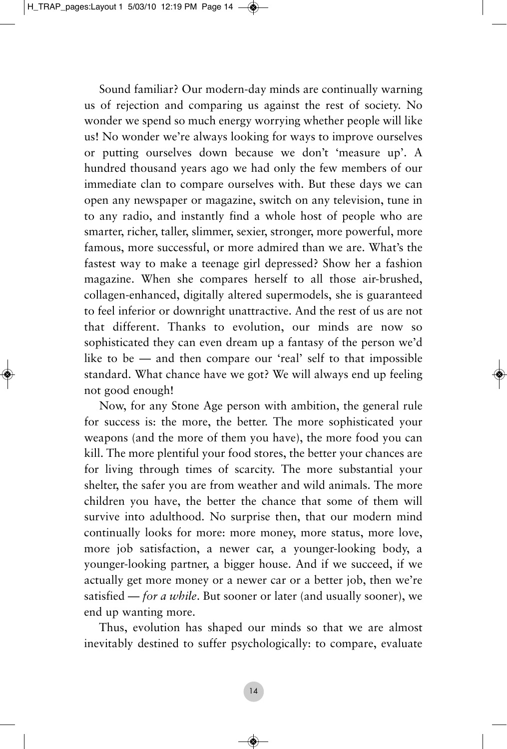Sound familiar? Our modern-day minds are continually warning us of rejection and comparing us against the rest of society. No wonder we spend so much energy worrying whether people will like us! No wonder we're always looking for ways to improve ourselves or putting ourselves down because we don't 'measure up'. A hundred thousand years ago we had only the few members of our immediate clan to compare ourselves with. But these days we can open any newspaper or magazine, switch on any television, tune in to any radio, and instantly find a whole host of people who are smarter, richer, taller, slimmer, sexier, stronger, more powerful, more famous, more successful, or more admired than we are. What's the fastest way to make a teenage girl depressed? Show her a fashion magazine. When she compares herself to all those air-brushed, collagen-enhanced, digitally altered supermodels, she is guaranteed to feel inferior or downright unattractive. And the rest of us are not that different. Thanks to evolution, our minds are now so sophisticated they can even dream up a fantasy of the person we'd like to be — and then compare our 'real' self to that impossible standard. What chance have we got? We will always end up feeling not good enough!

Now, for any Stone Age person with ambition, the general rule for success is: the more, the better. The more sophisticated your weapons (and the more of them you have), the more food you can kill. The more plentiful your food stores, the better your chances are for living through times of scarcity. The more substantial your shelter, the safer you are from weather and wild animals. The more children you have, the better the chance that some of them will survive into adulthood. No surprise then, that our modern mind continually looks for more: more money, more status, more love, more job satisfaction, a newer car, a younger-looking body, a younger-looking partner, a bigger house. And if we succeed, if we actually get more money or a newer car or a better job, then we're satisfied — *for a while*. But sooner or later (and usually sooner), we end up wanting more.

Thus, evolution has shaped our minds so that we are almost inevitably destined to suffer psychologically: to compare, evaluate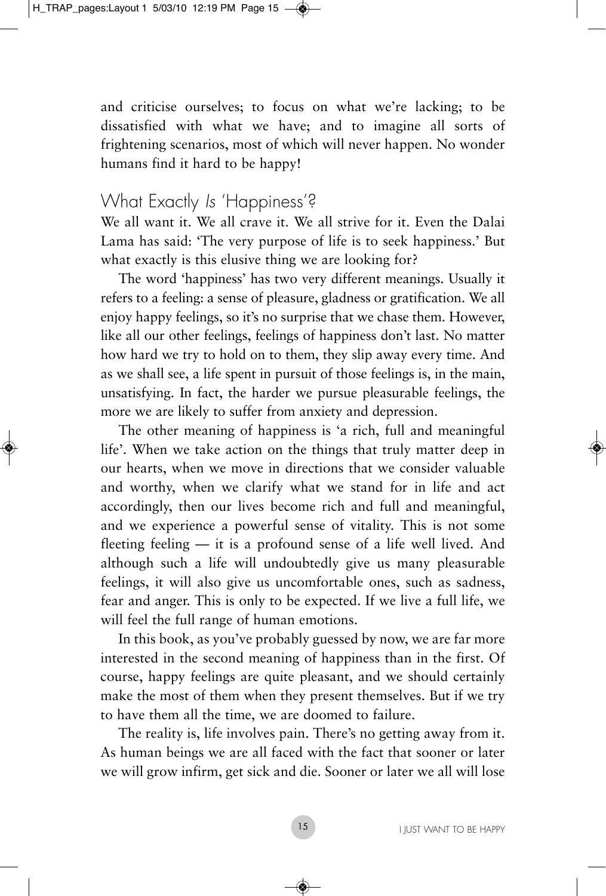and criticise ourselves; to focus on what we're lacking; to be dissatisfied with what we have; and to imagine all sorts of frightening scenarios, most of which will never happen. No wonder humans find it hard to be happy!

## What Exactly *Is* 'Happiness'?

We all want it. We all crave it. We all strive for it. Even the Dalai Lama has said: 'The very purpose of life is to seek happiness.' But what exactly is this elusive thing we are looking for?

The word 'happiness' has two very different meanings. Usually it refers to a feeling: a sense of pleasure, gladness or gratification. We all enjoy happy feelings, so it's no surprise that we chase them. However, like all our other feelings, feelings of happiness don't last. No matter how hard we try to hold on to them, they slip away every time. And as we shall see, a life spent in pursuit of those feelings is, in the main, unsatisfying. In fact, the harder we pursue pleasurable feelings, the more we are likely to suffer from anxiety and depression.

The other meaning of happiness is 'a rich, full and meaningful life'. When we take action on the things that truly matter deep in our hearts, when we move in directions that we consider valuable and worthy, when we clarify what we stand for in life and act accordingly, then our lives become rich and full and meaningful, and we experience a powerful sense of vitality. This is not some fleeting feeling — it is a profound sense of a life well lived. And although such a life will undoubtedly give us many pleasurable feelings, it will also give us uncomfortable ones, such as sadness, fear and anger. This is only to be expected. If we live a full life, we will feel the full range of human emotions.

In this book, as you've probably guessed by now, we are far more interested in the second meaning of happiness than in the first. Of course, happy feelings are quite pleasant, and we should certainly make the most of them when they present themselves. But if we try to have them all the time, we are doomed to failure.

The reality is, life involves pain. There's no getting away from it. As human beings we are all faced with the fact that sooner or later we will grow infirm, get sick and die. Sooner or later we all will lose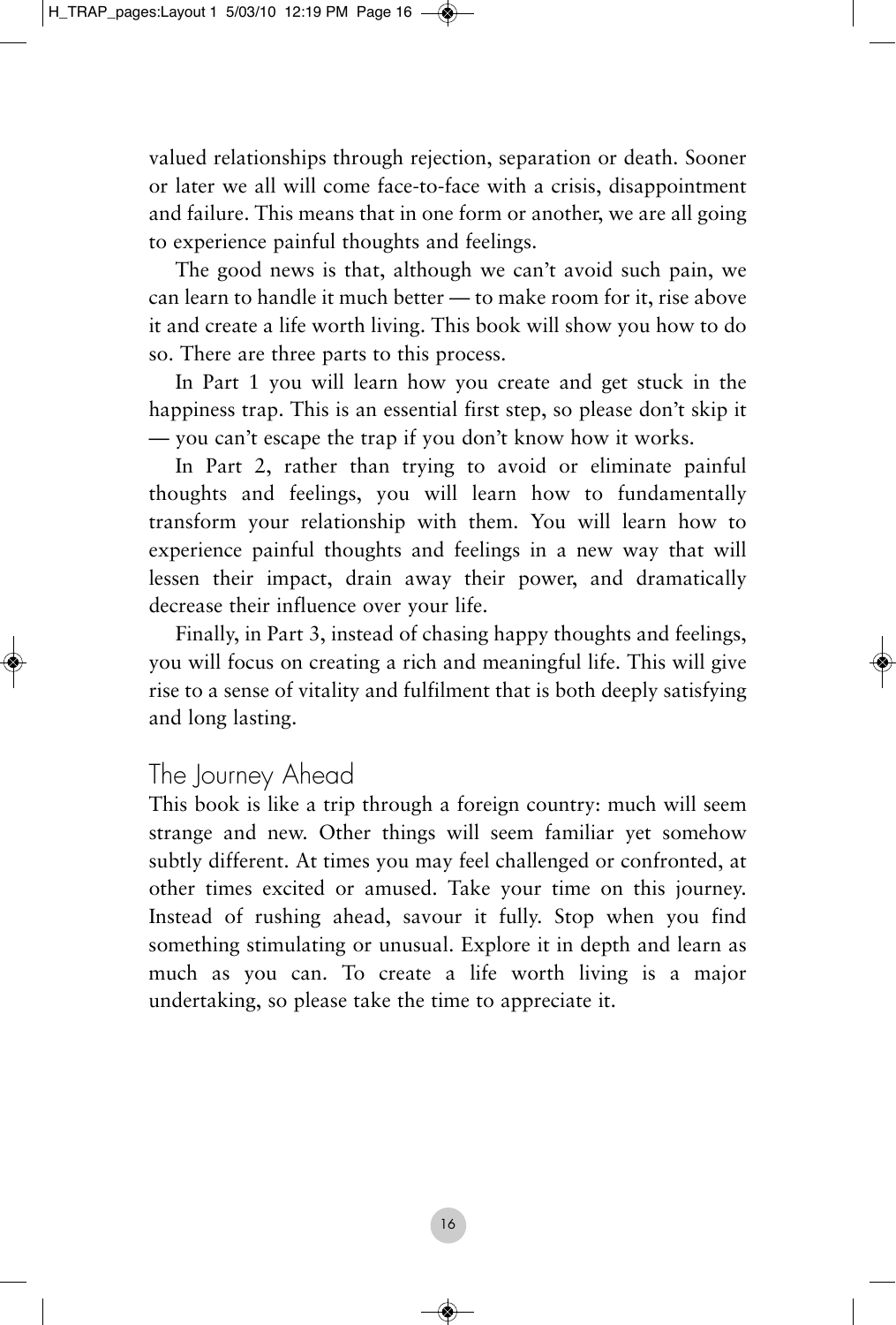valued relationships through rejection, separation or death. Sooner or later we all will come face-to-face with a crisis, disappointment and failure. This means that in one form or another, we are all going to experience painful thoughts and feelings.

The good news is that, although we can't avoid such pain, we can learn to handle it much better — to make room for it, rise above it and create a life worth living. This book will show you how to do so. There are three parts to this process.

In Part 1 you will learn how you create and get stuck in the happiness trap. This is an essential first step, so please don't skip it — you can't escape the trap if you don't know how it works.

In Part 2, rather than trying to avoid or eliminate painful thoughts and feelings, you will learn how to fundamentally transform your relationship with them. You will learn how to experience painful thoughts and feelings in a new way that will lessen their impact, drain away their power, and dramatically decrease their influence over your life.

Finally, in Part 3, instead of chasing happy thoughts and feelings, you will focus on creating a rich and meaningful life. This will give rise to a sense of vitality and fulfilment that is both deeply satisfying and long lasting.

## The Journey Ahead

This book is like a trip through a foreign country: much will seem strange and new. Other things will seem familiar yet somehow subtly different. At times you may feel challenged or confronted, at other times excited or amused. Take your time on this journey. Instead of rushing ahead, savour it fully. Stop when you find something stimulating or unusual. Explore it in depth and learn as much as you can. To create a life worth living is a major undertaking, so please take the time to appreciate it.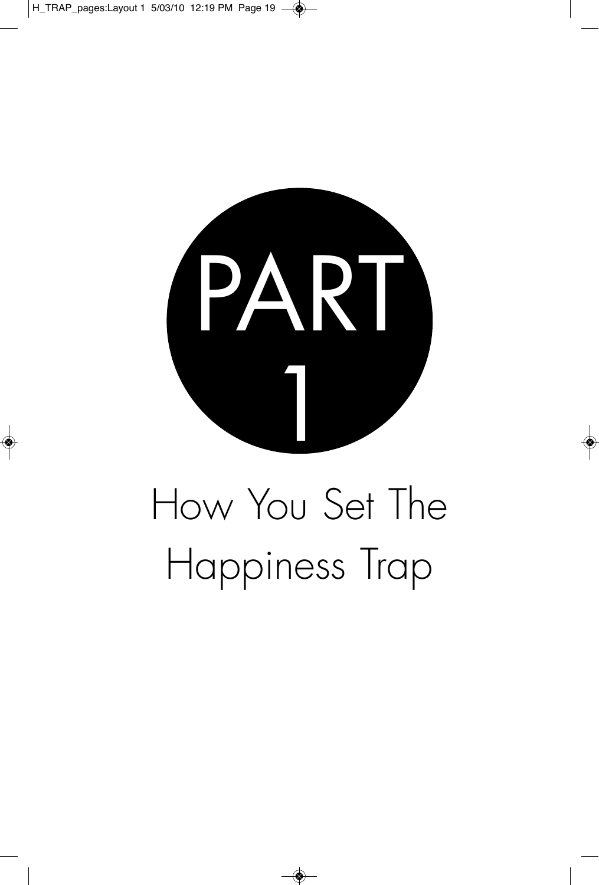# PART 1

# How You Set The Happiness Trap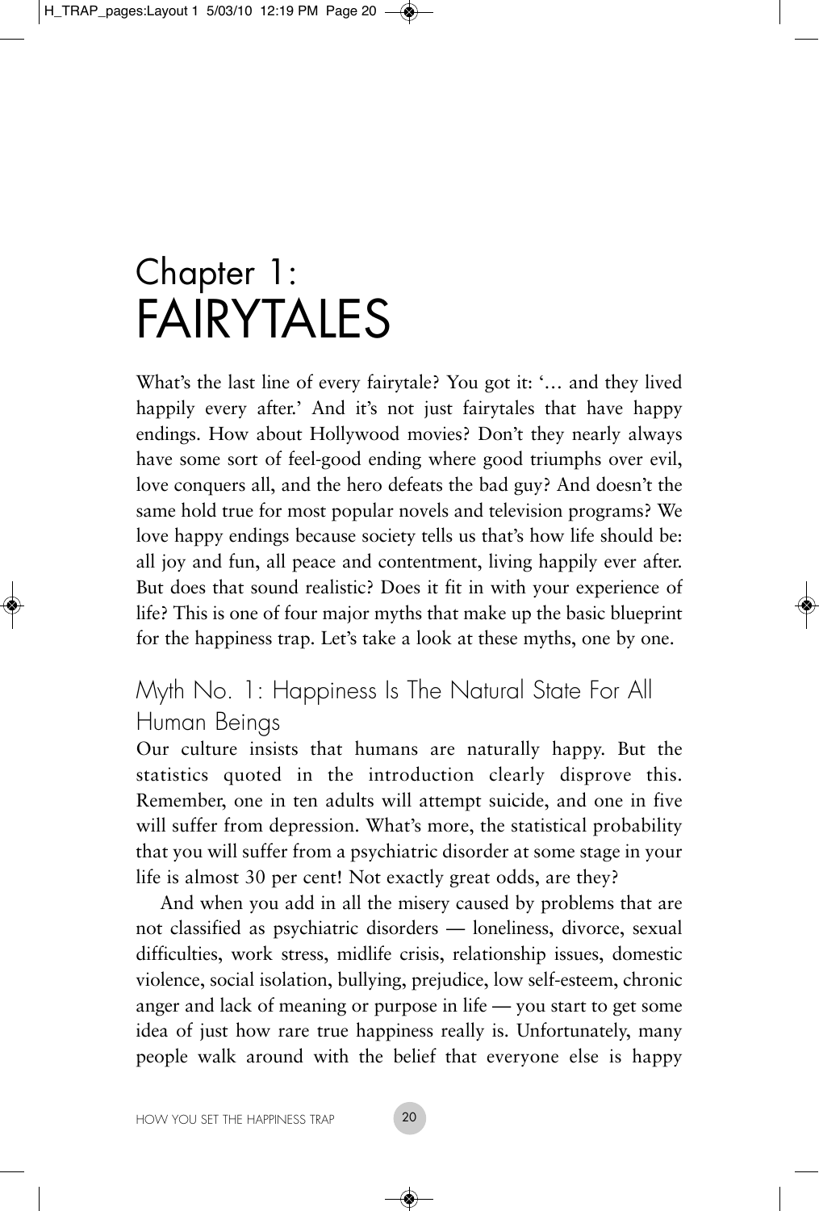# Chapter 1: FAIRYTALES

What's the last line of every fairytale? You got it: '… and they lived happily every after.' And it's not just fairytales that have happy endings. How about Hollywood movies? Don't they nearly always have some sort of feel-good ending where good triumphs over evil, love conquers all, and the hero defeats the bad guy? And doesn't the same hold true for most popular novels and television programs? We love happy endings because society tells us that's how life should be: all joy and fun, all peace and contentment, living happily ever after. But does that sound realistic? Does it fit in with your experience of life? This is one of four major myths that make up the basic blueprint for the happiness trap. Let's take a look at these myths, one by one.

## Myth No. 1: Happiness Is The Natural State For All Human Beings

Our culture insists that humans are naturally happy. But the statistics quoted in the introduction clearly disprove this. Remember, one in ten adults will attempt suicide, and one in five will suffer from depression. What's more, the statistical probability that you will suffer from a psychiatric disorder at some stage in your life is almost 30 per cent! Not exactly great odds, are they?

And when you add in all the misery caused by problems that are not classified as psychiatric disorders — loneliness, divorce, sexual difficulties, work stress, midlife crisis, relationship issues, domestic violence, social isolation, bullying, prejudice, low self-esteem, chronic anger and lack of meaning or purpose in life — you start to get some idea of just how rare true happiness really is. Unfortunately, many people walk around with the belief that everyone else is happy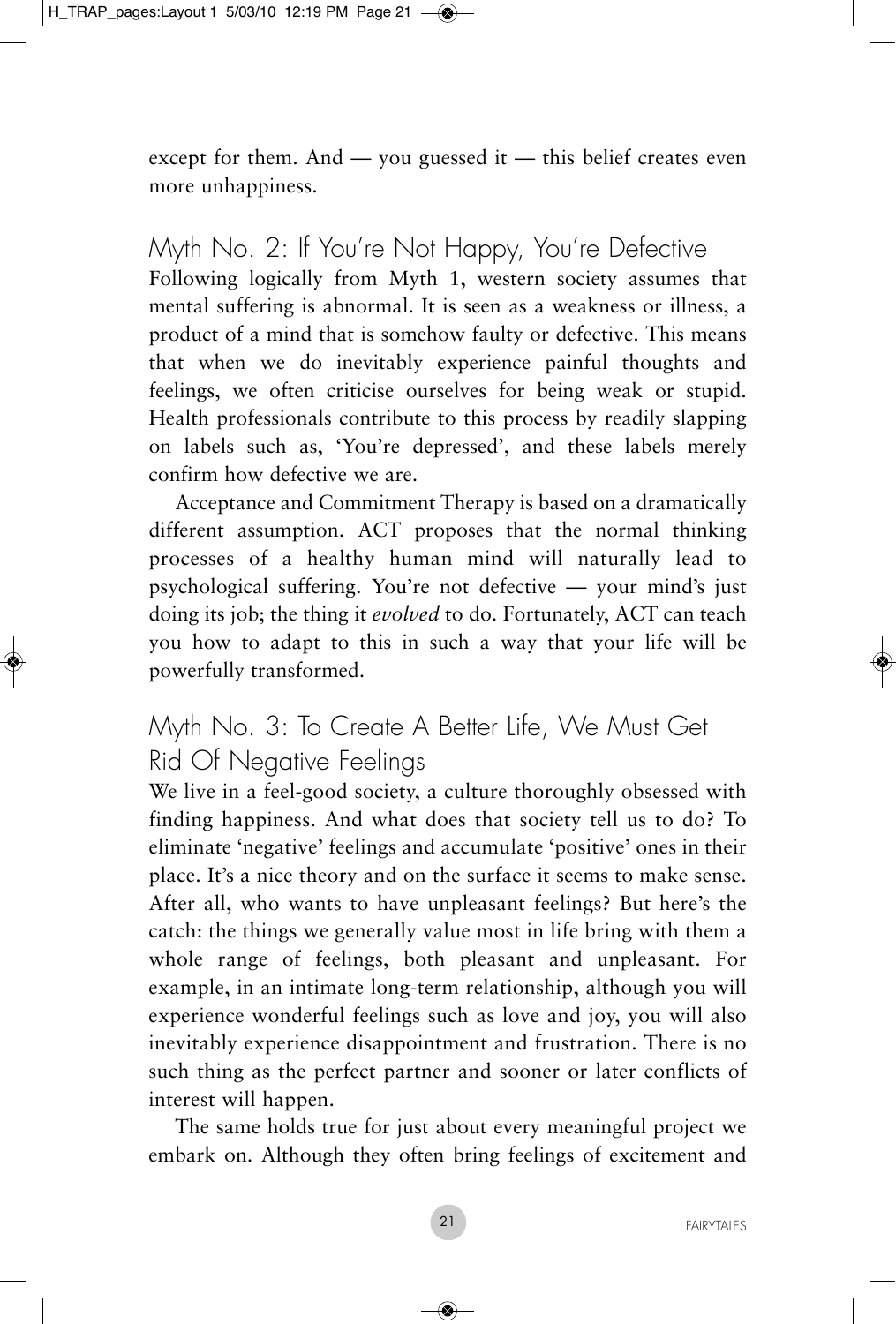except for them. And — you guessed it — this belief creates even more unhappiness.

## Myth No. 2: If You're Not Happy, You're Defective

Following logically from Myth 1, western society assumes that mental suffering is abnormal. It is seen as a weakness or illness, a product of a mind that is somehow faulty or defective. This means that when we do inevitably experience painful thoughts and feelings, we often criticise ourselves for being weak or stupid. Health professionals contribute to this process by readily slapping on labels such as, 'You're depressed', and these labels merely confirm how defective we are.

Acceptance and Commitment Therapy is based on a dramatically different assumption. ACT proposes that the normal thinking processes of a healthy human mind will naturally lead to psychological suffering. You're not defective — your mind's just doing its job; the thing it *evolved* to do. Fortunately, ACT can teach you how to adapt to this in such a way that your life will be powerfully transformed.

## Myth No. 3: To Create A Better Life, We Must Get Rid Of Negative Feelings

We live in a feel-good society, a culture thoroughly obsessed with finding happiness. And what does that society tell us to do? To eliminate 'negative' feelings and accumulate 'positive' ones in their place. It's a nice theory and on the surface it seems to make sense. After all, who wants to have unpleasant feelings? But here's the catch: the things we generally value most in life bring with them a whole range of feelings, both pleasant and unpleasant. For example, in an intimate long-term relationship, although you will experience wonderful feelings such as love and joy, you will also inevitably experience disappointment and frustration. There is no such thing as the perfect partner and sooner or later conflicts of interest will happen.

The same holds true for just about every meaningful project we embark on. Although they often bring feelings of excitement and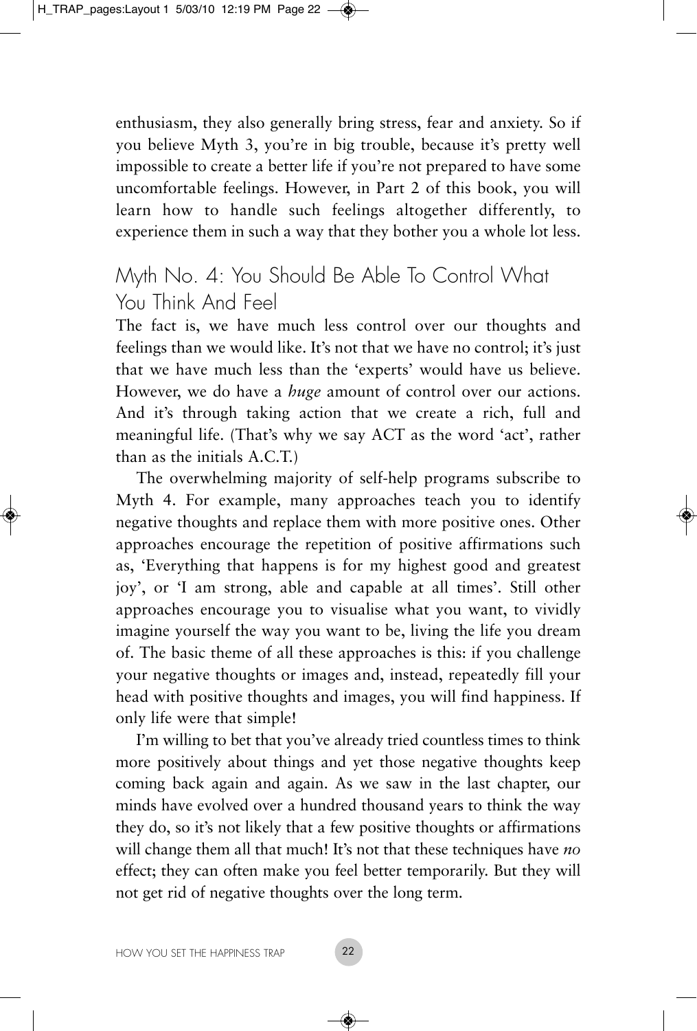enthusiasm, they also generally bring stress, fear and anxiety. So if you believe Myth 3, you're in big trouble, because it's pretty well impossible to create a better life if you're not prepared to have some uncomfortable feelings. However, in Part 2 of this book, you will learn how to handle such feelings altogether differently, to experience them in such a way that they bother you a whole lot less.

## Myth No. 4: You Should Be Able To Control What You Think And Feel

The fact is, we have much less control over our thoughts and feelings than we would like. It's not that we have no control; it's just that we have much less than the 'experts' would have us believe. However, we do have a *huge* amount of control over our actions. And it's through taking action that we create a rich, full and meaningful life. (That's why we say ACT as the word 'act', rather than as the initials A.C.T.)

The overwhelming majority of self-help programs subscribe to Myth 4. For example, many approaches teach you to identify negative thoughts and replace them with more positive ones. Other approaches encourage the repetition of positive affirmations such as, 'Everything that happens is for my highest good and greatest joy', or 'I am strong, able and capable at all times'. Still other approaches encourage you to visualise what you want, to vividly imagine yourself the way you want to be, living the life you dream of. The basic theme of all these approaches is this: if you challenge your negative thoughts or images and, instead, repeatedly fill your head with positive thoughts and images, you will find happiness. If only life were that simple!

I'm willing to bet that you've already tried countless times to think more positively about things and yet those negative thoughts keep coming back again and again. As we saw in the last chapter, our minds have evolved over a hundred thousand years to think the way they do, so it's not likely that a few positive thoughts or affirmations will change them all that much! It's not that these techniques have *no* effect; they can often make you feel better temporarily. But they will not get rid of negative thoughts over the long term.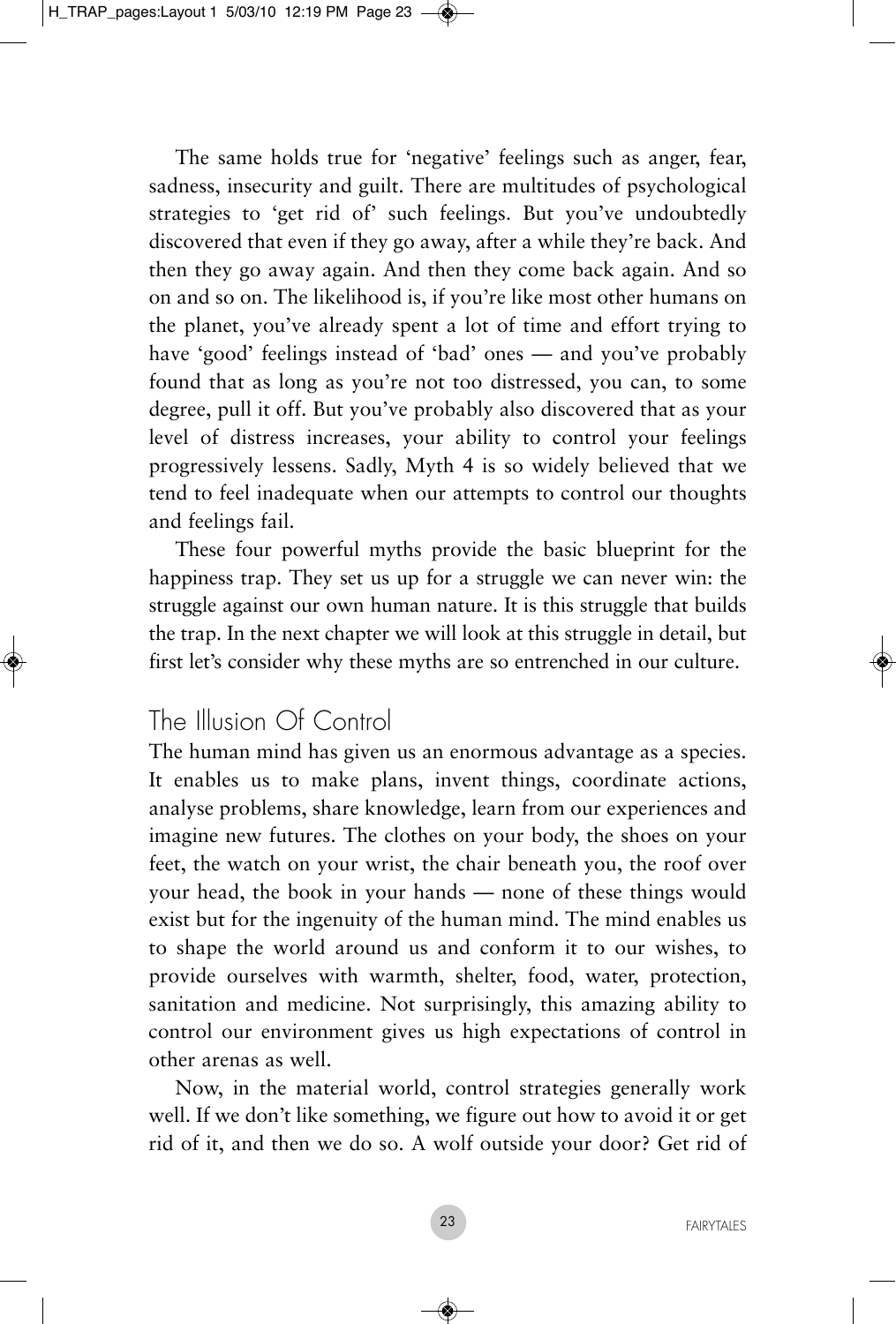The same holds true for 'negative' feelings such as anger, fear, sadness, insecurity and guilt. There are multitudes of psychological strategies to 'get rid of' such feelings. But you've undoubtedly discovered that even if they go away, after a while they're back. And then they go away again. And then they come back again. And so on and so on. The likelihood is, if you're like most other humans on the planet, you've already spent a lot of time and effort trying to have 'good' feelings instead of 'bad' ones — and you've probably found that as long as you're not too distressed, you can, to some degree, pull it off. But you've probably also discovered that as your level of distress increases, your ability to control your feelings progressively lessens. Sadly, Myth 4 is so widely believed that we tend to feel inadequate when our attempts to control our thoughts and feelings fail.

These four powerful myths provide the basic blueprint for the happiness trap. They set us up for a struggle we can never win: the struggle against our own human nature. It is this struggle that builds the trap. In the next chapter we will look at this struggle in detail, but first let's consider why these myths are so entrenched in our culture.

## The Illusion Of Control

The human mind has given us an enormous advantage as a species. It enables us to make plans, invent things, coordinate actions, analyse problems, share knowledge, learn from our experiences and imagine new futures. The clothes on your body, the shoes on your feet, the watch on your wrist, the chair beneath you, the roof over your head, the book in your hands — none of these things would exist but for the ingenuity of the human mind. The mind enables us to shape the world around us and conform it to our wishes, to provide ourselves with warmth, shelter, food, water, protection, sanitation and medicine. Not surprisingly, this amazing ability to control our environment gives us high expectations of control in other arenas as well.

Now, in the material world, control strategies generally work well. If we don't like something, we figure out how to avoid it or get rid of it, and then we do so. A wolf outside your door? Get rid of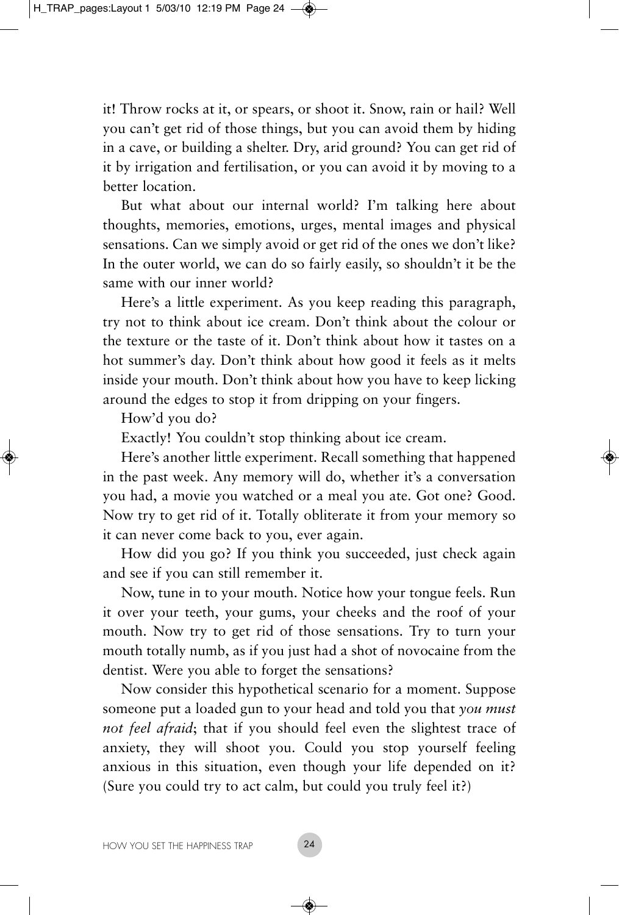it! Throw rocks at it, or spears, or shoot it. Snow, rain or hail? Well you can't get rid of those things, but you can avoid them by hiding in a cave, or building a shelter. Dry, arid ground? You can get rid of it by irrigation and fertilisation, or you can avoid it by moving to a better location.

But what about our internal world? I'm talking here about thoughts, memories, emotions, urges, mental images and physical sensations. Can we simply avoid or get rid of the ones we don't like? In the outer world, we can do so fairly easily, so shouldn't it be the same with our inner world?

Here's a little experiment. As you keep reading this paragraph, try not to think about ice cream. Don't think about the colour or the texture or the taste of it. Don't think about how it tastes on a hot summer's day. Don't think about how good it feels as it melts inside your mouth. Don't think about how you have to keep licking around the edges to stop it from dripping on your fingers.

How'd you do?

Exactly! You couldn't stop thinking about ice cream.

Here's another little experiment. Recall something that happened in the past week. Any memory will do, whether it's a conversation you had, a movie you watched or a meal you ate. Got one? Good. Now try to get rid of it. Totally obliterate it from your memory so it can never come back to you, ever again.

How did you go? If you think you succeeded, just check again and see if you can still remember it.

Now, tune in to your mouth. Notice how your tongue feels. Run it over your teeth, your gums, your cheeks and the roof of your mouth. Now try to get rid of those sensations. Try to turn your mouth totally numb, as if you just had a shot of novocaine from the dentist. Were you able to forget the sensations?

Now consider this hypothetical scenario for a moment. Suppose someone put a loaded gun to your head and told you that *you must not feel afraid*; that if you should feel even the slightest trace of anxiety, they will shoot you. Could you stop yourself feeling anxious in this situation, even though your life depended on it? (Sure you could try to act calm, but could you truly feel it?)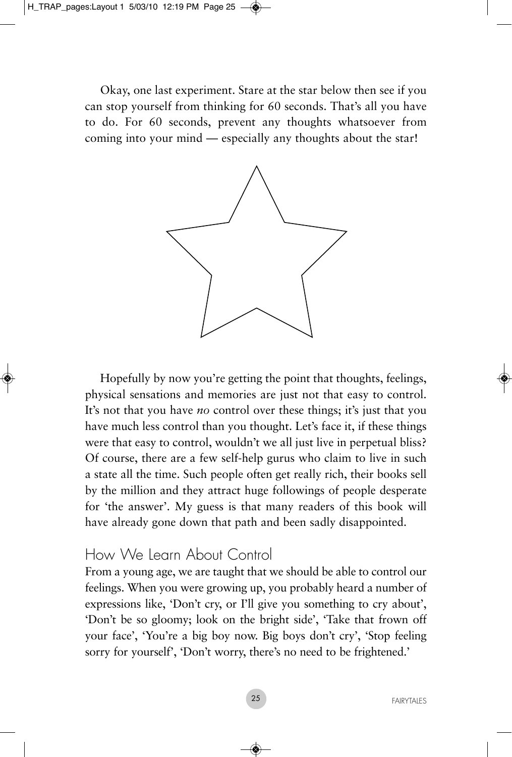Okay, one last experiment. Stare at the star below then see if you can stop yourself from thinking for 60 seconds. That's all you have to do. For 60 seconds, prevent any thoughts whatsoever from coming into your mind — especially any thoughts about the star!

Hopefully by now you're getting the point that thoughts, feelings, physical sensations and memories are just not that easy to control. It's not that you have *no* control over these things; it's just that you have much less control than you thought. Let's face it, if these things were that easy to control, wouldn't we all just live in perpetual bliss? Of course, there are a few self-help gurus who claim to live in such a state all the time. Such people often get really rich, their books sell by the million and they attract huge followings of people desperate for 'the answer'. My guess is that many readers of this book will have already gone down that path and been sadly disappointed.

## How We Learn About Control

From a young age, we are taught that we should be able to control our feelings. When you were growing up, you probably heard a number of expressions like, 'Don't cry, or I'll give you something to cry about', 'Don't be so gloomy; look on the bright side', 'Take that frown off your face', 'You're a big boy now. Big boys don't cry', 'Stop feeling sorry for yourself', 'Don't worry, there's no need to be frightened.'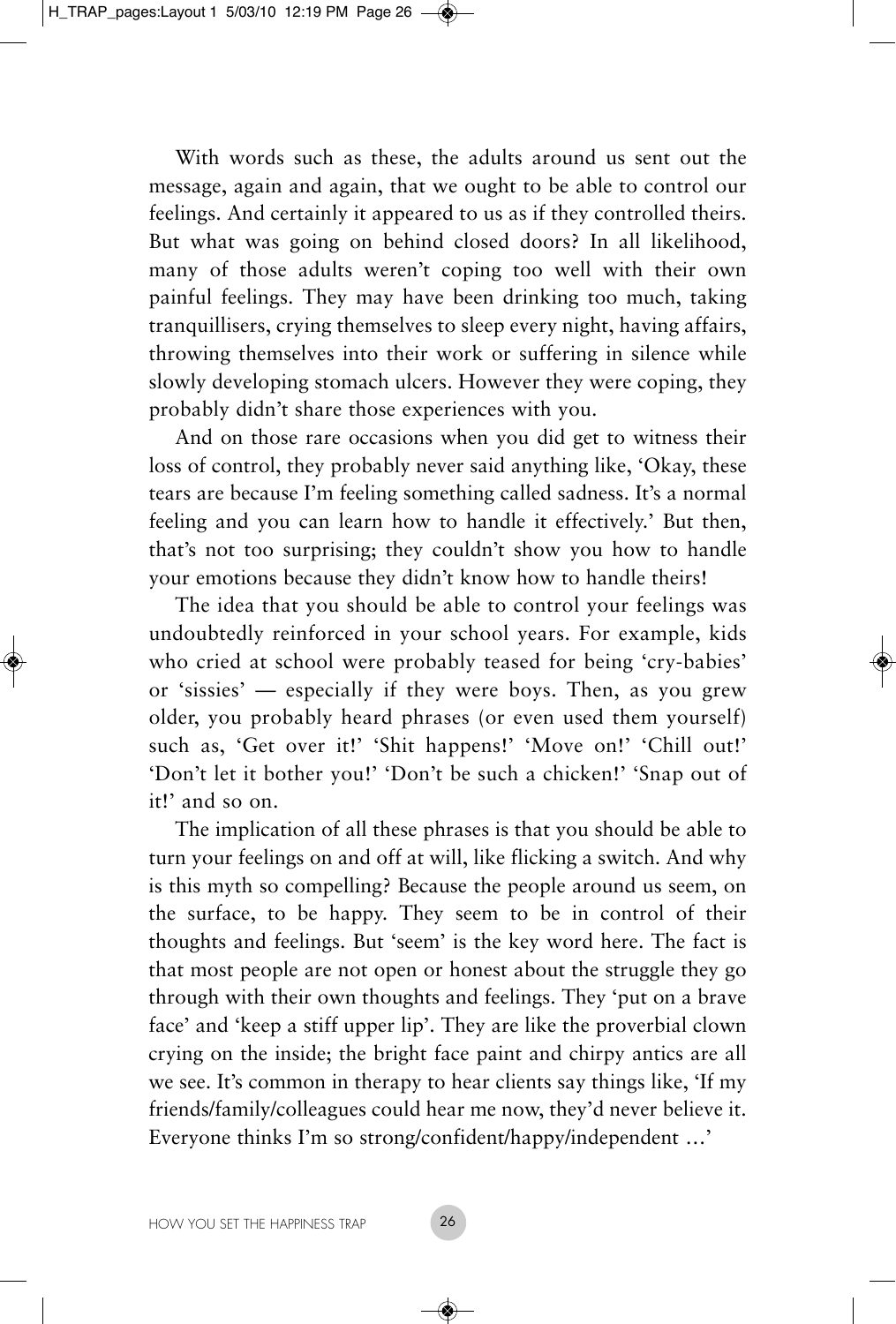With words such as these, the adults around us sent out the message, again and again, that we ought to be able to control our feelings. And certainly it appeared to us as if they controlled theirs. But what was going on behind closed doors? In all likelihood, many of those adults weren't coping too well with their own painful feelings. They may have been drinking too much, taking tranquillisers, crying themselves to sleep every night, having affairs, throwing themselves into their work or suffering in silence while slowly developing stomach ulcers. However they were coping, they probably didn't share those experiences with you.

And on those rare occasions when you did get to witness their loss of control, they probably never said anything like, 'Okay, these tears are because I'm feeling something called sadness. It's a normal feeling and you can learn how to handle it effectively.' But then, that's not too surprising; they couldn't show you how to handle your emotions because they didn't know how to handle theirs!

The idea that you should be able to control your feelings was undoubtedly reinforced in your school years. For example, kids who cried at school were probably teased for being 'cry-babies' or 'sissies' — especially if they were boys. Then, as you grew older, you probably heard phrases (or even used them yourself) such as, 'Get over it!' 'Shit happens!' 'Move on!' 'Chill out!' 'Don't let it bother you!' 'Don't be such a chicken!' 'Snap out of it!' and so on.

The implication of all these phrases is that you should be able to turn your feelings on and off at will, like flicking a switch. And why is this myth so compelling? Because the people around us seem, on the surface, to be happy. They seem to be in control of their thoughts and feelings. But 'seem' is the key word here. The fact is that most people are not open or honest about the struggle they go through with their own thoughts and feelings. They 'put on a brave face' and 'keep a stiff upper lip'. They are like the proverbial clown crying on the inside; the bright face paint and chirpy antics are all we see. It's common in therapy to hear clients say things like, 'If my friends/family/colleagues could hear me now, they'd never believe it. Everyone thinks I'm so strong/confident/happy/independent …'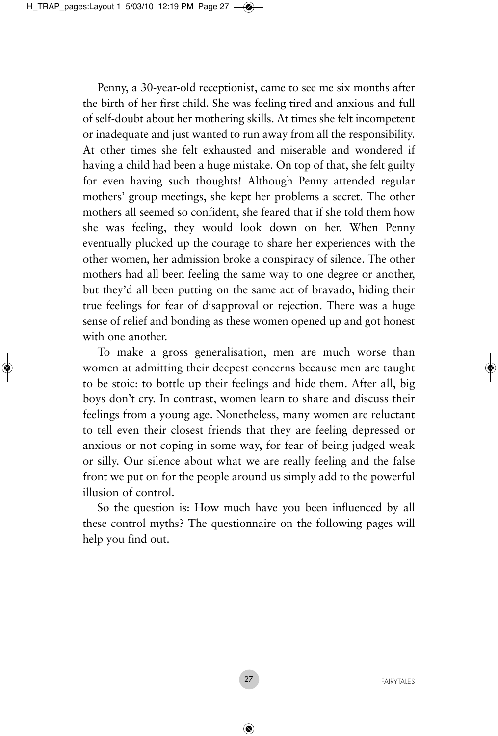Penny, a 30-year-old receptionist, came to see me six months after the birth of her first child. She was feeling tired and anxious and full of self-doubt about her mothering skills. At times she felt incompetent or inadequate and just wanted to run away from all the responsibility. At other times she felt exhausted and miserable and wondered if having a child had been a huge mistake. On top of that, she felt guilty for even having such thoughts! Although Penny attended regular mothers' group meetings, she kept her problems a secret. The other mothers all seemed so confident, she feared that if she told them how she was feeling, they would look down on her. When Penny eventually plucked up the courage to share her experiences with the other women, her admission broke a conspiracy of silence. The other mothers had all been feeling the same way to one degree or another, but they'd all been putting on the same act of bravado, hiding their true feelings for fear of disapproval or rejection. There was a huge sense of relief and bonding as these women opened up and got honest with one another.

To make a gross generalisation, men are much worse than women at admitting their deepest concerns because men are taught to be stoic: to bottle up their feelings and hide them. After all, big boys don't cry. In contrast, women learn to share and discuss their feelings from a young age. Nonetheless, many women are reluctant to tell even their closest friends that they are feeling depressed or anxious or not coping in some way, for fear of being judged weak or silly. Our silence about what we are really feeling and the false front we put on for the people around us simply add to the powerful illusion of control.

So the question is: How much have you been influenced by all these control myths? The questionnaire on the following pages will help you find out.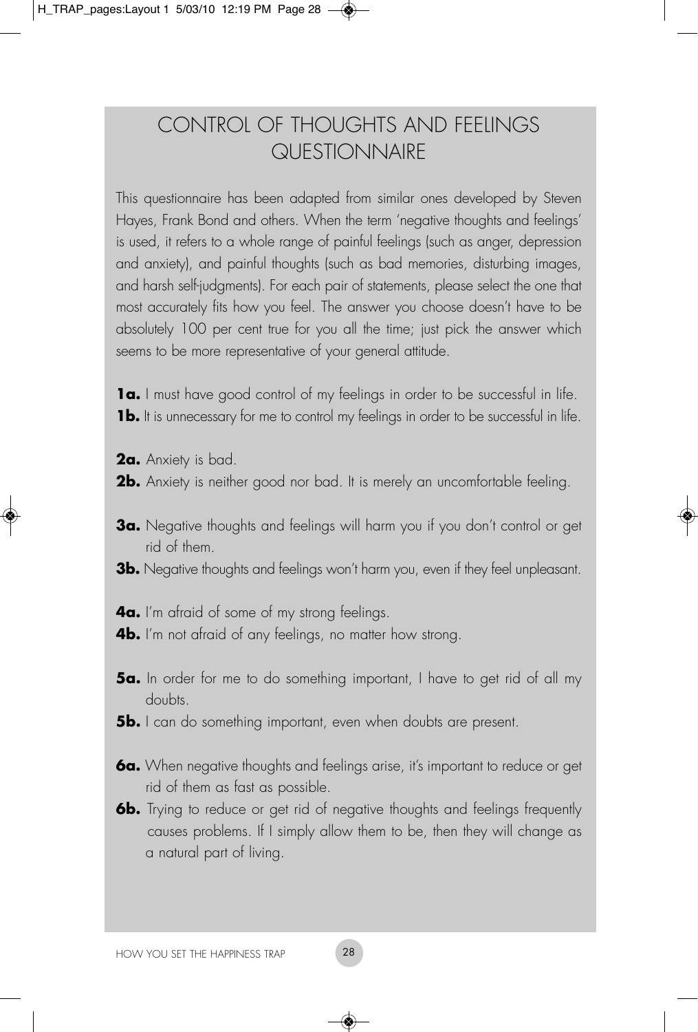# CONTROL OF THOUGHTS AND FEELINGS QUESTIONNAIRE

This questionnaire has been adapted from similar ones developed by Steven Hayes, Frank Bond and others. When the term 'negative thoughts and feelings' is used, it refers to a whole range of painful feelings (such as anger, depression and anxiety), and painful thoughts (such as bad memories, disturbing images, and harsh self-judgments). For each pair of statements, please select the one that most accurately fits how you feel. The answer you choose doesn't have to be absolutely 100 per cent true for you all the time; just pick the answer which seems to be more representative of your general attitude.

**1a.** I must have good control of my feelings in order to be successful in life.
**1b.** It is unnecessary for me to control my feelings in order to be successful in life.

**2a.** Anxiety is bad.
**2b.** Anxiety is neither good nor bad. It is merely an uncomfortable feeling.

**3a.** Negative thoughts and feelings will harm you if you don't control or get rid of them.
**3b.** Negative thoughts and feelings won't harm you, even if they feel unpleasant.

**4a.** I'm afraid of some of my strong feelings.
**4b.** I'm not afraid of any feelings, no matter how strong.

**5a.** In order for me to do something important, I have to get rid of all my doubts.
**5b.** I can do something important, even when doubts are present.

**6a.** When negative thoughts and feelings arise, it's important to reduce or get rid of them as fast as possible.
**6b.** Trying to reduce or get rid of negative thoughts and feelings frequently causes problems. If I simply allow them to be, then they will change as a natural part of living.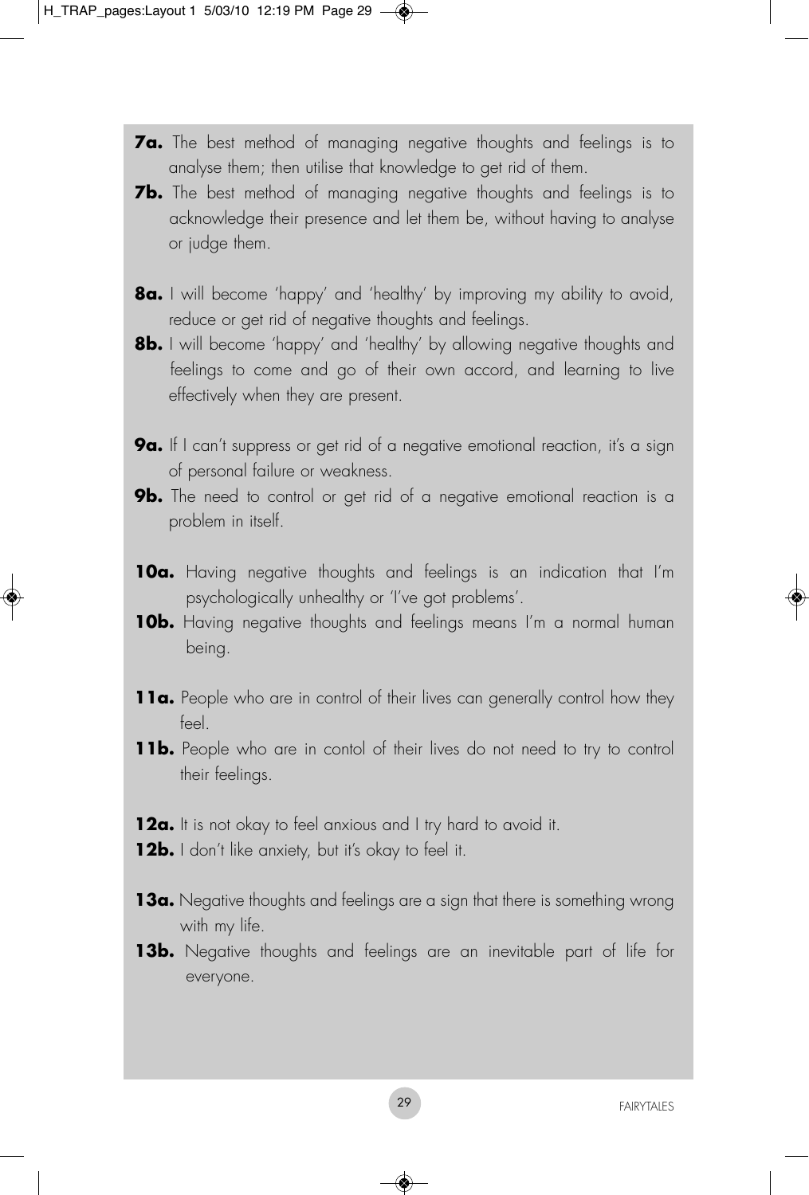**7a.** The best method of managing negative thoughts and feelings is to analyse them; then utilise that knowledge to get rid of them.

**7b.** The best method of managing negative thoughts and feelings is to acknowledge their presence and let them be, without having to analyse or judge them.

**8a.** I will become 'happy' and 'healthy' by improving my ability to avoid, reduce or get rid of negative thoughts and feelings.

**8b.** I will become 'happy' and 'healthy' by allowing negative thoughts and feelings to come and go of their own accord, and learning to live effectively when they are present.

**9a.** If I can't suppress or get rid of a negative emotional reaction, it's a sign of personal failure or weakness.

**9b.** The need to control or get rid of a negative emotional reaction is a problem in itself.

**10a.** Having negative thoughts and feelings is an indication that I'm psychologically unhealthy or 'I've got problems'.

**10b.** Having negative thoughts and feelings means I'm a normal human being.

**11a.** People who are in control of their lives can generally control how they feel.

**11b.** People who are in contol of their lives do not need to try to control their feelings.

**12a.** It is not okay to feel anxious and I try hard to avoid it.

**12b.** I don't like anxiety, but it's okay to feel it.

**13a.** Negative thoughts and feelings are a sign that there is something wrong with my life.

**13b.** Negative thoughts and feelings are an inevitable part of life for everyone.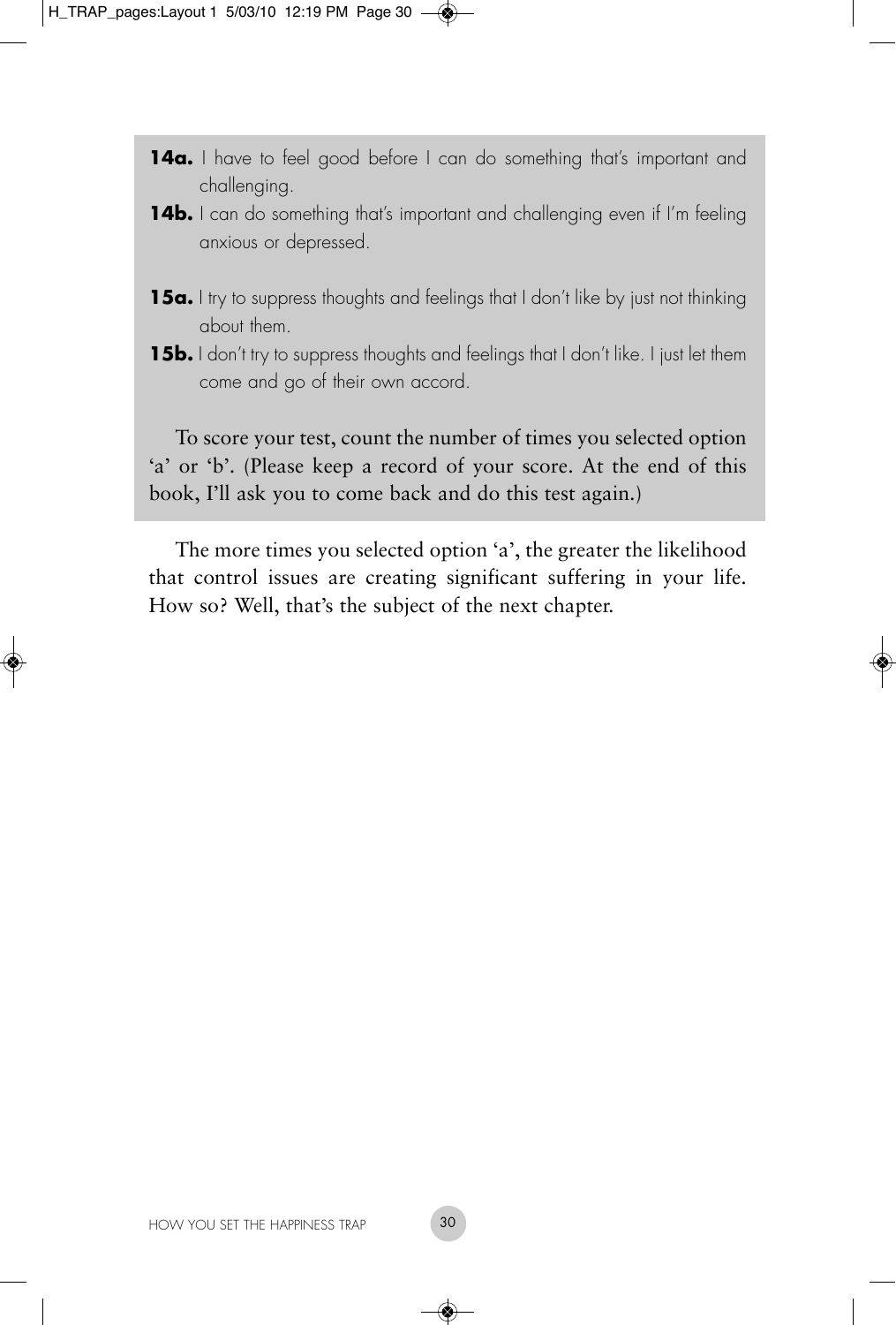**14a.** I have to feel good before I can do something that's important and challenging.

**14b.** I can do something that's important and challenging even if I'm feeling anxious or depressed.

**15a.** I try to suppress thoughts and feelings that I don't like by just not thinking about them.

**15b.** I don't try to suppress thoughts and feelings that I don't like. I just let them come and go of their own accord.

To score your test, count the number of times you selected option 'a' or 'b'. (Please keep a record of your score. At the end of this book, I'll ask you to come back and do this test again.)

The more times you selected option 'a', the greater the likelihood that control issues are creating significant suffering in your life. How so? Well, that's the subject of the next chapter.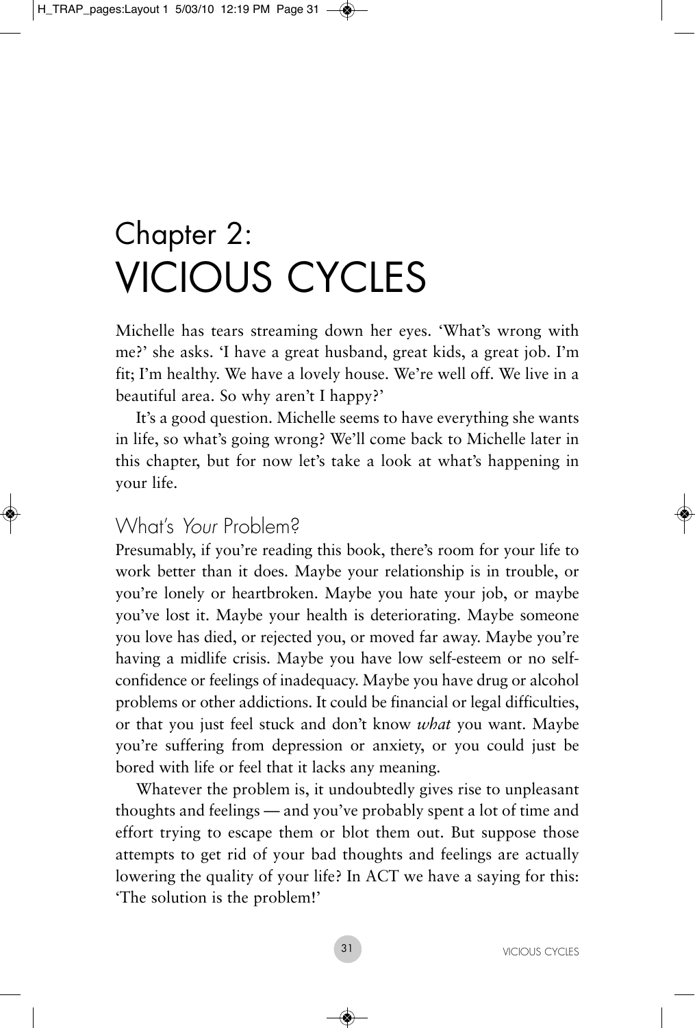# Chapter 2: VICIOUS CYCLES

Michelle has tears streaming down her eyes. 'What's wrong with me?' she asks. 'I have a great husband, great kids, a great job. I'm fit; I'm healthy. We have a lovely house. We're well off. We live in a beautiful area. So why aren't I happy?'

It's a good question. Michelle seems to have everything she wants in life, so what's going wrong? We'll come back to Michelle later in this chapter, but for now let's take a look at what's happening in your life.

## What's *Your* Problem?

Presumably, if you're reading this book, there's room for your life to work better than it does. Maybe your relationship is in trouble, or you're lonely or heartbroken. Maybe you hate your job, or maybe you've lost it. Maybe your health is deteriorating. Maybe someone you love has died, or rejected you, or moved far away. Maybe you're having a midlife crisis. Maybe you have low self-esteem or no self-confidence or feelings of inadequacy. Maybe you have drug or alcohol problems or other addictions. It could be financial or legal difficulties, or that you just feel stuck and don't know *what* you want. Maybe you're suffering from depression or anxiety, or you could just be bored with life or feel that it lacks any meaning.

Whatever the problem is, it undoubtedly gives rise to unpleasant thoughts and feelings — and you've probably spent a lot of time and effort trying to escape them or blot them out. But suppose those attempts to get rid of your bad thoughts and feelings are actually lowering the quality of your life? In ACT we have a saying for this: 'The solution is the problem!'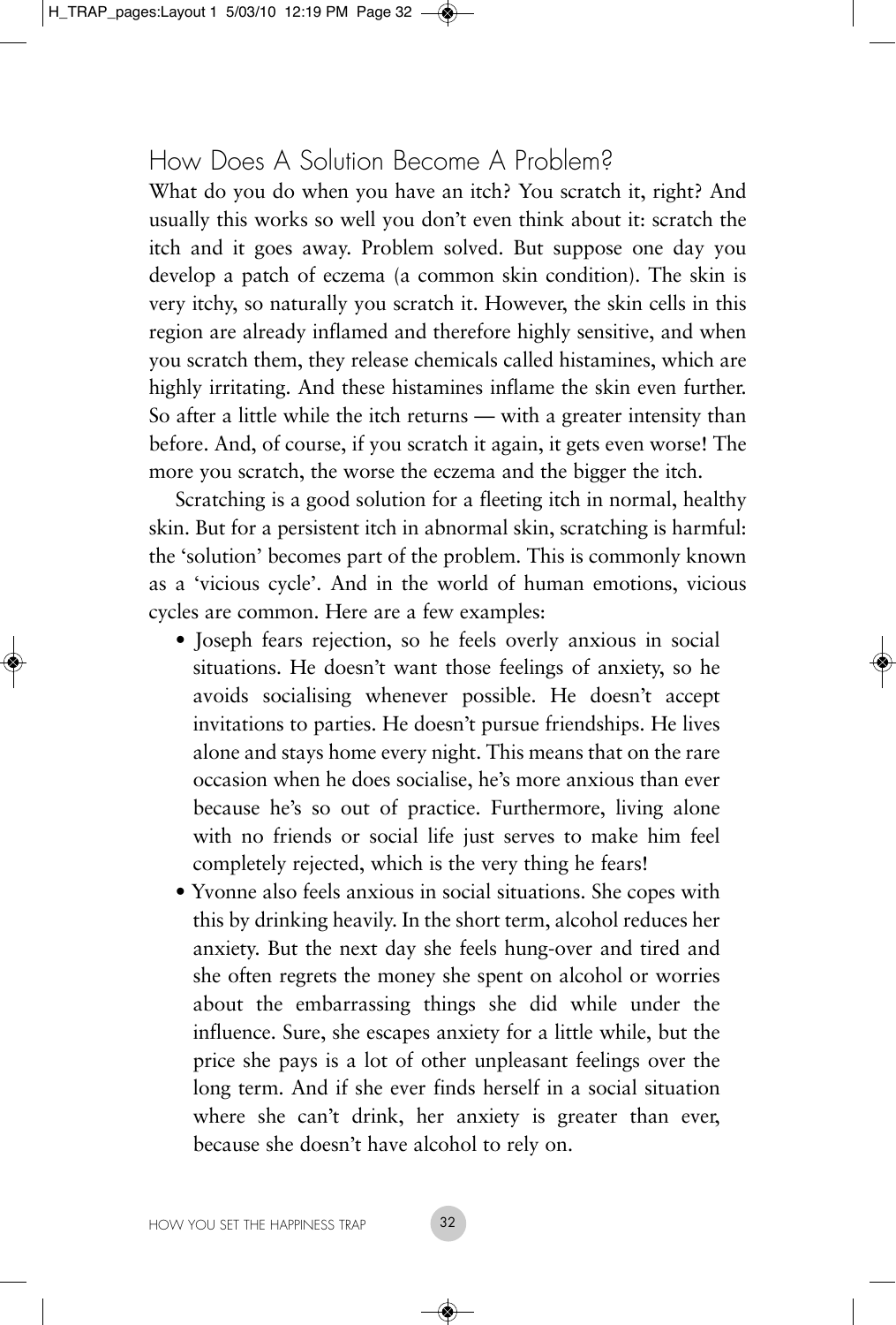## How Does A Solution Become A Problem?

What do you do when you have an itch? You scratch it, right? And usually this works so well you don't even think about it: scratch the itch and it goes away. Problem solved. But suppose one day you develop a patch of eczema (a common skin condition). The skin is very itchy, so naturally you scratch it. However, the skin cells in this region are already inflamed and therefore highly sensitive, and when you scratch them, they release chemicals called histamines, which are highly irritating. And these histamines inflame the skin even further. So after a little while the itch returns — with a greater intensity than before. And, of course, if you scratch it again, it gets even worse! The more you scratch, the worse the eczema and the bigger the itch.

Scratching is a good solution for a fleeting itch in normal, healthy skin. But for a persistent itch in abnormal skin, scratching is harmful: the 'solution' becomes part of the problem. This is commonly known as a 'vicious cycle'. And in the world of human emotions, vicious cycles are common. Here are a few examples:

- Joseph fears rejection, so he feels overly anxious in social situations. He doesn't want those feelings of anxiety, so he avoids socialising whenever possible. He doesn't accept invitations to parties. He doesn't pursue friendships. He lives alone and stays home every night. This means that on the rare occasion when he does socialise, he's more anxious than ever because he's so out of practice. Furthermore, living alone with no friends or social life just serves to make him feel completely rejected, which is the very thing he fears!
- Yvonne also feels anxious in social situations. She copes with this by drinking heavily. In the short term, alcohol reduces her anxiety. But the next day she feels hung-over and tired and she often regrets the money she spent on alcohol or worries about the embarrassing things she did while under the influence. Sure, she escapes anxiety for a little while, but the price she pays is a lot of other unpleasant feelings over the long term. And if she ever finds herself in a social situation where she can't drink, her anxiety is greater than ever, because she doesn't have alcohol to rely on.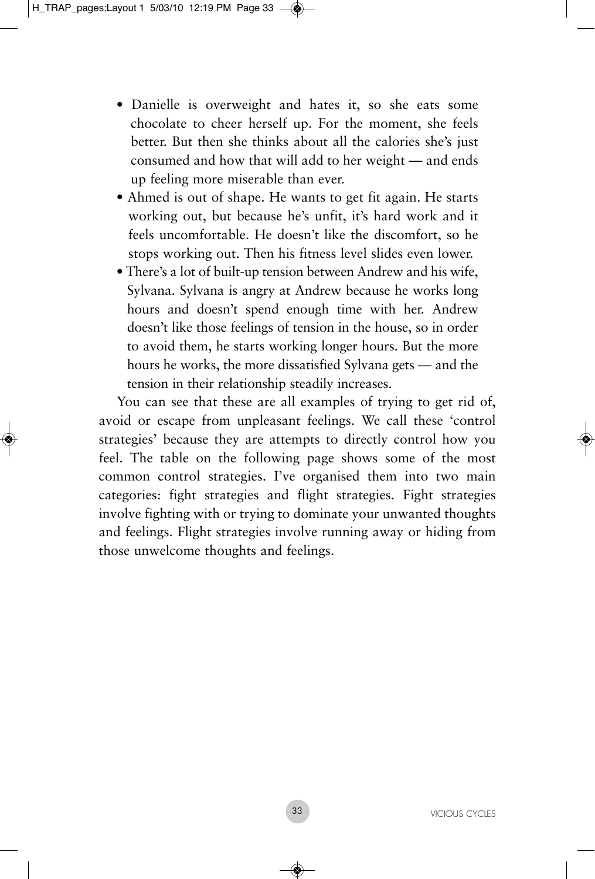- Danielle is overweight and hates it, so she eats some chocolate to cheer herself up. For the moment, she feels better. But then she thinks about all the calories she's just consumed and how that will add to her weight — and ends up feeling more miserable than ever.
- Ahmed is out of shape. He wants to get fit again. He starts working out, but because he's unfit, it's hard work and it feels uncomfortable. He doesn't like the discomfort, so he stops working out. Then his fitness level slides even lower.
- There's a lot of built-up tension between Andrew and his wife, Sylvana. Sylvana is angry at Andrew because he works long hours and doesn't spend enough time with her. Andrew doesn't like those feelings of tension in the house, so in order to avoid them, he starts working longer hours. But the more hours he works, the more dissatisfied Sylvana gets — and the tension in their relationship steadily increases.

You can see that these are all examples of trying to get rid of, avoid or escape from unpleasant feelings. We call these 'control strategies' because they are attempts to directly control how you feel. The table on the following page shows some of the most common control strategies. I've organised them into two main categories: fight strategies and flight strategies. Fight strategies involve fighting with or trying to dominate your unwanted thoughts and feelings. Flight strategies involve running away or hiding from those unwelcome thoughts and feelings.